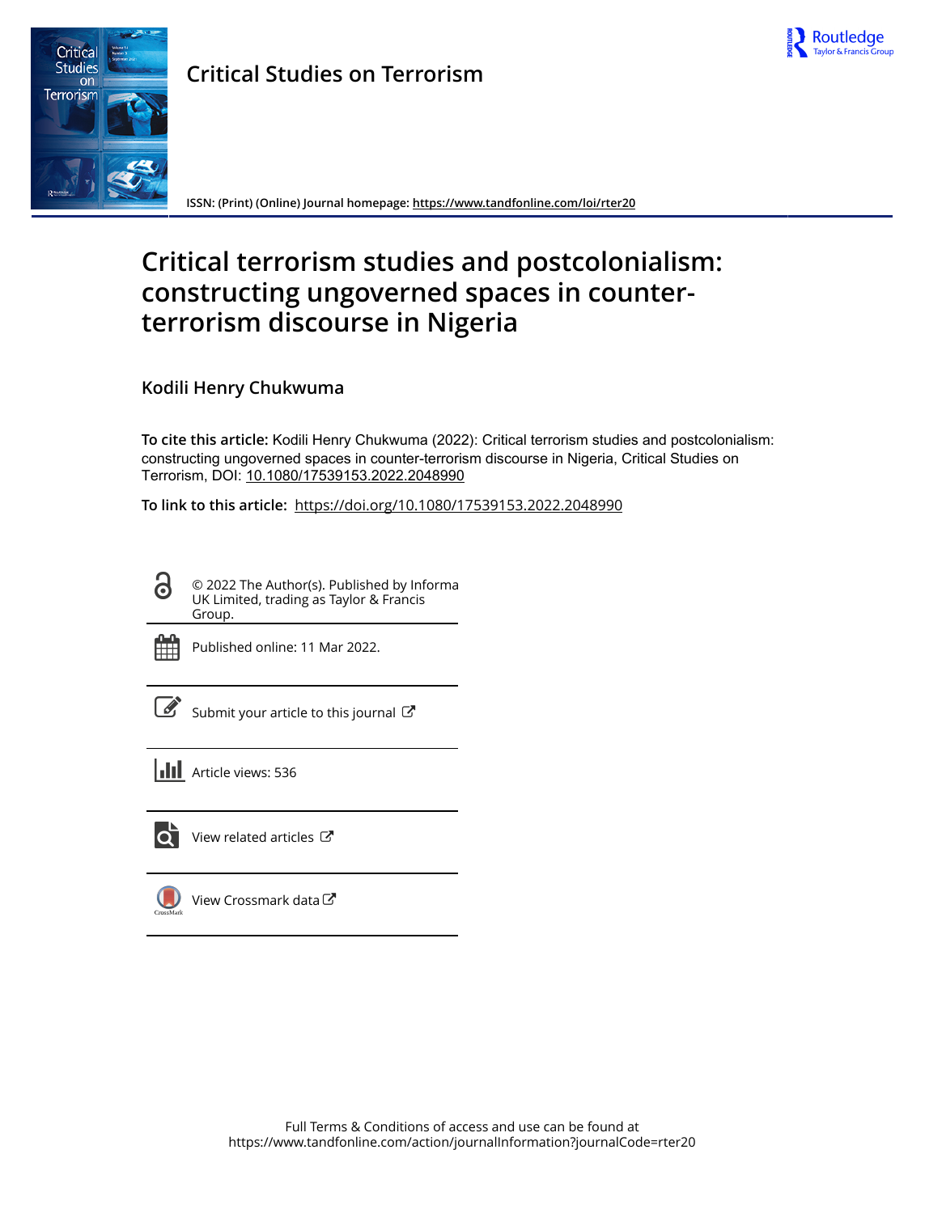# Critical Studies on Terrorism

ISSN: (Print) (Online) Journal homepage: https://www.tandfonline.com/loi/rter20

# Critical terrorism studies and postcolonialism: constructing ungoverned spaces in counter-terrorism discourse in Nigeria

**Kodili Henry Chukwuma**

**To cite this article:** Kodili Henry Chukwuma (2022): Critical terrorism studies and postcolonialism: constructing ungoverned spaces in counter-terrorism discourse in Nigeria, Critical Studies on Terrorism, DOI: 10.1080/17539153.2022.2048990

**To link to this article:** https://doi.org/10.1080/17539153.2022.2048990

© 2022 The Author(s). Published by Informa UK Limited, trading as Taylor & Francis Group.

Published online: 11 Mar 2022.

Submit your article to this journal

Article views: 536

View related articles

View Crossmark data

Full Terms & Conditions of access and use can be found at https://www.tandfonline.com/action/journalInformation?journalCode=rter20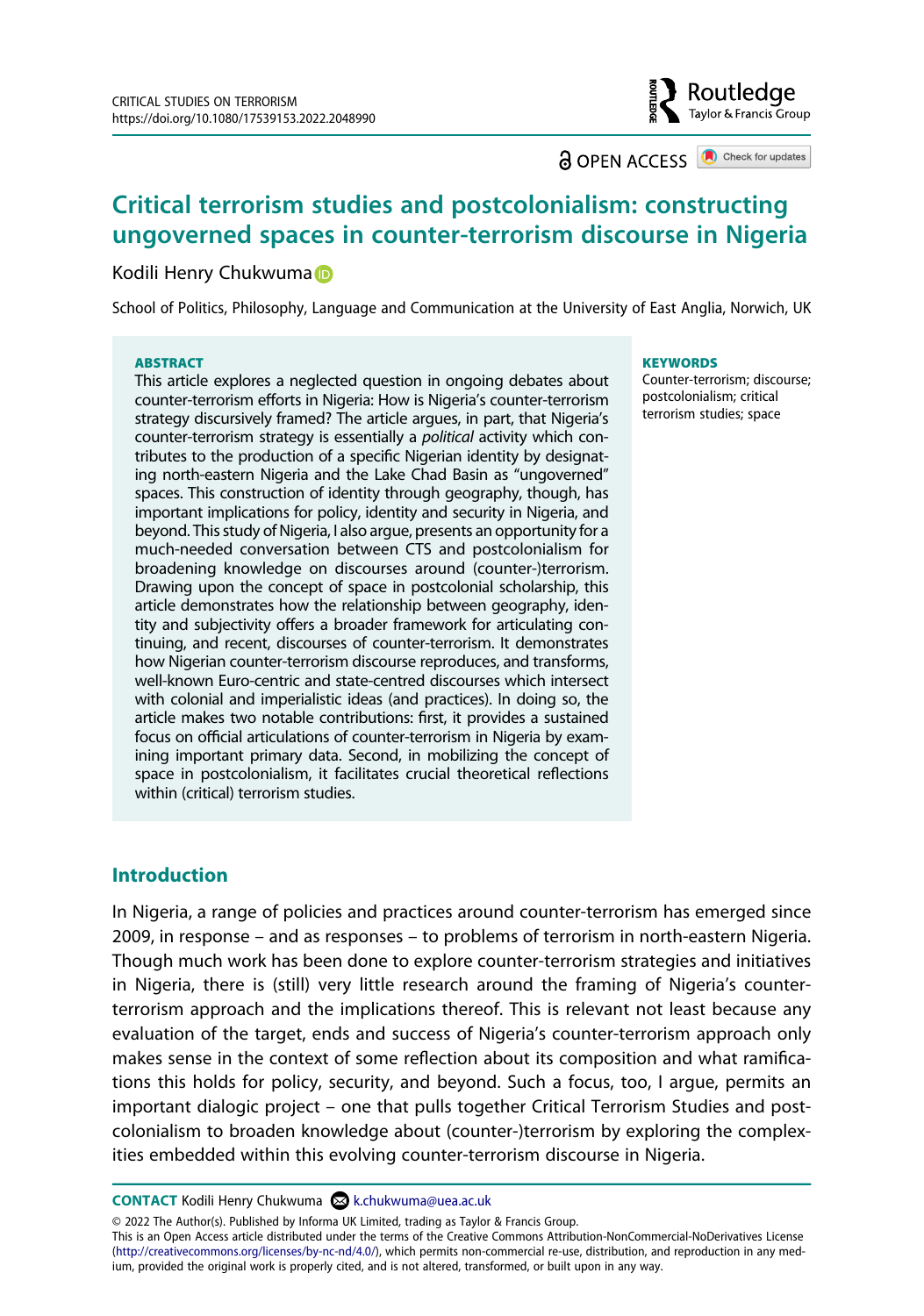# Critical terrorism studies and postcolonialism: constructing ungoverned spaces in counter-terrorism discourse in Nigeria

Kodili Henry Chukwuma

School of Politics, Philosophy, Language and Communication at the University of East Anglia, Norwich, UK

**ABSTRACT**

This article explores a neglected question in ongoing debates about counter-terrorism efforts in Nigeria: How is Nigeria's counter-terrorism strategy discursively framed? The article argues, in part, that Nigeria's counter-terrorism strategy is essentially a *political* activity which contributes to the production of a specific Nigerian identity by designating north-eastern Nigeria and the Lake Chad Basin as "ungoverned" spaces. This construction of identity through geography, though, has important implications for policy, identity and security in Nigeria, and beyond. This study of Nigeria, I also argue, presents an opportunity for a much-needed conversation between CTS and postcolonialism for broadening knowledge on discourses around (counter-)terrorism. Drawing upon the concept of space in postcolonial scholarship, this article demonstrates how the relationship between geography, identity and subjectivity offers a broader framework for articulating continuing, and recent, discourses of counter-terrorism. It demonstrates how Nigerian counter-terrorism discourse reproduces, and transforms, well-known Euro-centric and state-centred discourses which intersect with colonial and imperialistic ideas (and practices). In doing so, the article makes two notable contributions: first, it provides a sustained focus on official articulations of counter-terrorism in Nigeria by examining important primary data. Second, in mobilizing the concept of space in postcolonialism, it facilitates crucial theoretical reflections within (critical) terrorism studies.

**KEYWORDS**

Counter-terrorism; discourse; postcolonialism; critical terrorism studies; space

## Introduction

In Nigeria, a range of policies and practices around counter-terrorism has emerged since 2009, in response – and as responses – to problems of terrorism in north-eastern Nigeria. Though much work has been done to explore counter-terrorism strategies and initiatives in Nigeria, there is (still) very little research around the framing of Nigeria's counter-terrorism approach and the implications thereof. This is relevant not least because any evaluation of the target, ends and success of Nigeria's counter-terrorism approach only makes sense in the context of some reflection about its composition and what ramifications this holds for policy, security, and beyond. Such a focus, too, I argue, permits an important dialogic project – one that pulls together Critical Terrorism Studies and postcolonialism to broaden knowledge about (counter-)terrorism by exploring the complexities embedded within this evolving counter-terrorism discourse in Nigeria.

**CONTACT** Kodili Henry Chukwuma k.chukwuma@uea.ac.uk

© 2022 The Author(s). Published by Informa UK Limited, trading as Taylor & Francis Group.
This is an Open Access article distributed under the terms of the Creative Commons Attribution-NonCommercial-NoDerivatives License (http://creativecommons.org/licenses/by-nc-nd/4.0/), which permits non-commercial re-use, distribution, and reproduction in any medium, provided the original work is properly cited, and is not altered, transformed, or built upon in any way.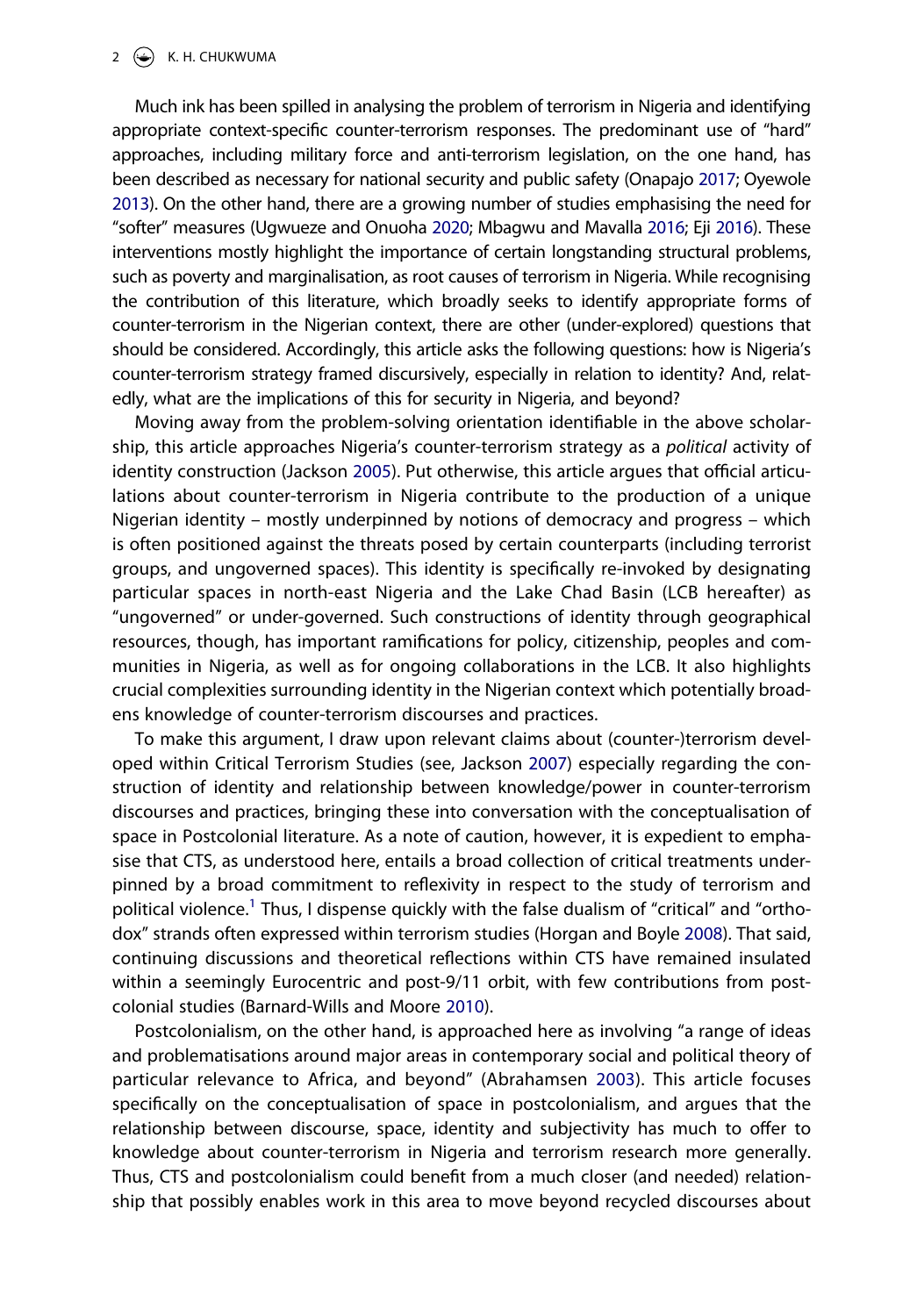Much ink has been spilled in analysing the problem of terrorism in Nigeria and identifying appropriate context-specific counter-terrorism responses. The predominant use of "hard" approaches, including military force and anti-terrorism legislation, on the one hand, has been described as necessary for national security and public safety (Onapajo 2017; Oyewole 2013). On the other hand, there are a growing number of studies emphasising the need for "softer" measures (Ugwueze and Onuoha 2020; Mbagwu and Mavalla 2016; Eji 2016). These interventions mostly highlight the importance of certain longstanding structural problems, such as poverty and marginalisation, as root causes of terrorism in Nigeria. While recognising the contribution of this literature, which broadly seeks to identify appropriate forms of counter-terrorism in the Nigerian context, there are other (under-explored) questions that should be considered. Accordingly, this article asks the following questions: how is Nigeria's counter-terrorism strategy framed discursively, especially in relation to identity? And, relatedly, what are the implications of this for security in Nigeria, and beyond?

Moving away from the problem-solving orientation identifiable in the above scholarship, this article approaches Nigeria's counter-terrorism strategy as a *political* activity of identity construction (Jackson 2005). Put otherwise, this article argues that official articulations about counter-terrorism in Nigeria contribute to the production of a unique Nigerian identity – mostly underpinned by notions of democracy and progress – which is often positioned against the threats posed by certain counterparts (including terrorist groups, and ungoverned spaces). This identity is specifically re-invoked by designating particular spaces in north-east Nigeria and the Lake Chad Basin (LCB hereafter) as "ungoverned" or under-governed. Such constructions of identity through geographical resources, though, has important ramifications for policy, citizenship, peoples and communities in Nigeria, as well as for ongoing collaborations in the LCB. It also highlights crucial complexities surrounding identity in the Nigerian context which potentially broadens knowledge of counter-terrorism discourses and practices.

To make this argument, I draw upon relevant claims about (counter-)terrorism developed within Critical Terrorism Studies (see, Jackson 2007) especially regarding the construction of identity and relationship between knowledge/power in counter-terrorism discourses and practices, bringing these into conversation with the conceptualisation of space in Postcolonial literature. As a note of caution, however, it is expedient to emphasise that CTS, as understood here, entails a broad collection of critical treatments underpinned by a broad commitment to reflexivity in respect to the study of terrorism and political violence.[1] Thus, I dispense quickly with the false dualism of "critical" and "orthodox" strands often expressed within terrorism studies (Horgan and Boyle 2008). That said, continuing discussions and theoretical reflections within CTS have remained insulated within a seemingly Eurocentric and post-9/11 orbit, with few contributions from postcolonial studies (Barnard-Wills and Moore 2010).

Postcolonialism, on the other hand, is approached here as involving "a range of ideas and problematisations around major areas in contemporary social and political theory of particular relevance to Africa, and beyond" (Abrahamsen 2003). This article focuses specifically on the conceptualisation of space in postcolonialism, and argues that the relationship between discourse, space, identity and subjectivity has much to offer to knowledge about counter-terrorism in Nigeria and terrorism research more generally. Thus, CTS and postcolonialism could benefit from a much closer (and needed) relationship that possibly enables work in this area to move beyond recycled discourses about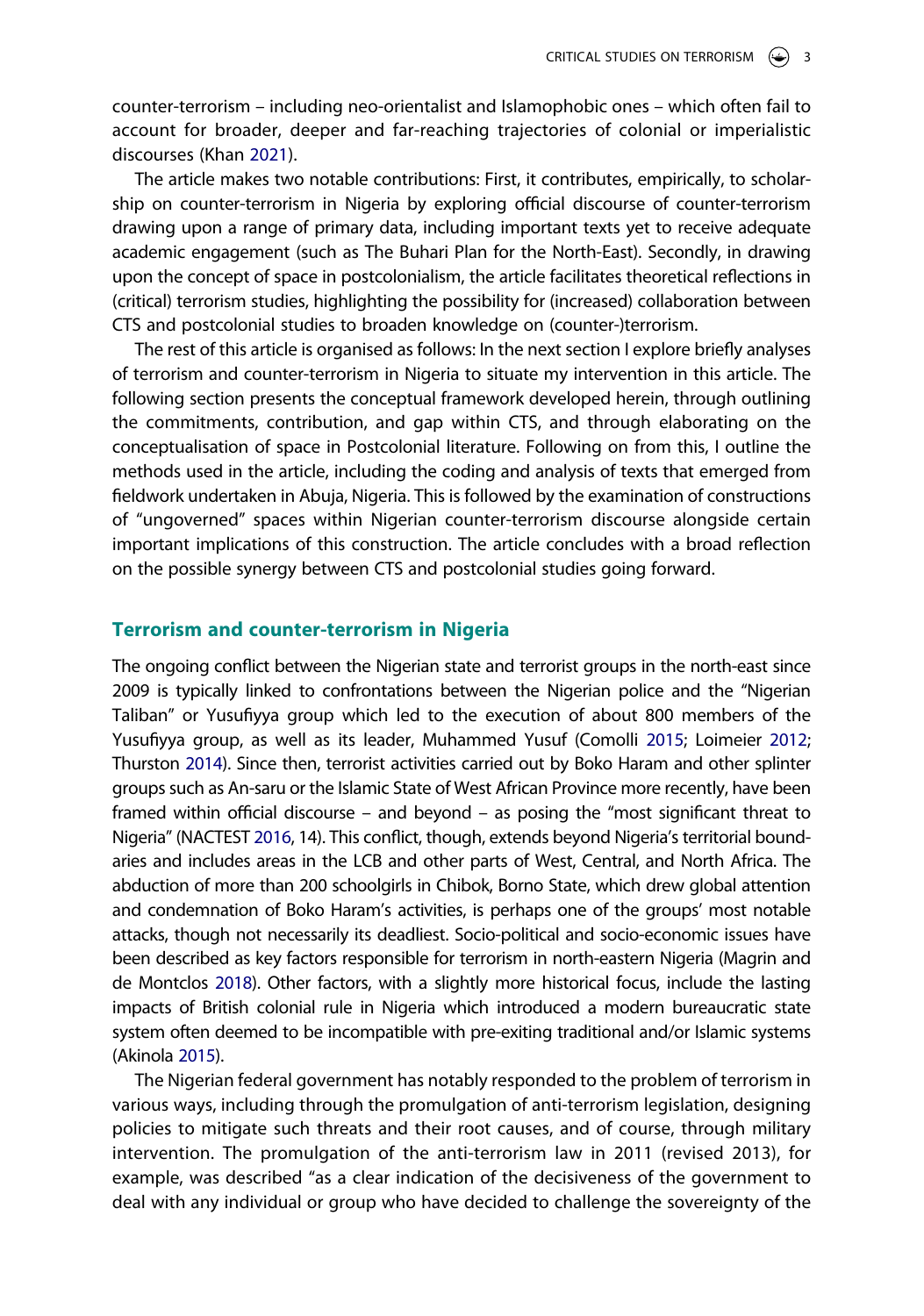counter-terrorism – including neo-orientalist and Islamophobic ones – which often fail to account for broader, deeper and far-reaching trajectories of colonial or imperialistic discourses (Khan 2021).

The article makes two notable contributions: First, it contributes, empirically, to scholarship on counter-terrorism in Nigeria by exploring official discourse of counter-terrorism drawing upon a range of primary data, including important texts yet to receive adequate academic engagement (such as The Buhari Plan for the North-East). Secondly, in drawing upon the concept of space in postcolonialism, the article facilitates theoretical reflections in (critical) terrorism studies, highlighting the possibility for (increased) collaboration between CTS and postcolonial studies to broaden knowledge on (counter-)terrorism.

The rest of this article is organised as follows: In the next section I explore briefly analyses of terrorism and counter-terrorism in Nigeria to situate my intervention in this article. The following section presents the conceptual framework developed herein, through outlining the commitments, contribution, and gap within CTS, and through elaborating on the conceptualisation of space in Postcolonial literature. Following on from this, I outline the methods used in the article, including the coding and analysis of texts that emerged from fieldwork undertaken in Abuja, Nigeria. This is followed by the examination of constructions of "ungoverned" spaces within Nigerian counter-terrorism discourse alongside certain important implications of this construction. The article concludes with a broad reflection on the possible synergy between CTS and postcolonial studies going forward.

## Terrorism and counter-terrorism in Nigeria

The ongoing conflict between the Nigerian state and terrorist groups in the north-east since 2009 is typically linked to confrontations between the Nigerian police and the "Nigerian Taliban" or Yusufiyya group which led to the execution of about 800 members of the Yusufiyya group, as well as its leader, Muhammed Yusuf (Comolli 2015; Loimeier 2012; Thurston 2014). Since then, terrorist activities carried out by Boko Haram and other splinter groups such as An-saru or the Islamic State of West African Province more recently, have been framed within official discourse – and beyond – as posing the "most significant threat to Nigeria" (NACTEST 2016, 14). This conflict, though, extends beyond Nigeria's territorial boundaries and includes areas in the LCB and other parts of West, Central, and North Africa. The abduction of more than 200 schoolgirls in Chibok, Borno State, which drew global attention and condemnation of Boko Haram's activities, is perhaps one of the groups' most notable attacks, though not necessarily its deadliest. Socio-political and socio-economic issues have been described as key factors responsible for terrorism in north-eastern Nigeria (Magrin and de Montclos 2018). Other factors, with a slightly more historical focus, include the lasting impacts of British colonial rule in Nigeria which introduced a modern bureaucratic state system often deemed to be incompatible with pre-exiting traditional and/or Islamic systems (Akinola 2015).

The Nigerian federal government has notably responded to the problem of terrorism in various ways, including through the promulgation of anti-terrorism legislation, designing policies to mitigate such threats and their root causes, and of course, through military intervention. The promulgation of the anti-terrorism law in 2011 (revised 2013), for example, was described "as a clear indication of the decisiveness of the government to deal with any individual or group who have decided to challenge the sovereignty of the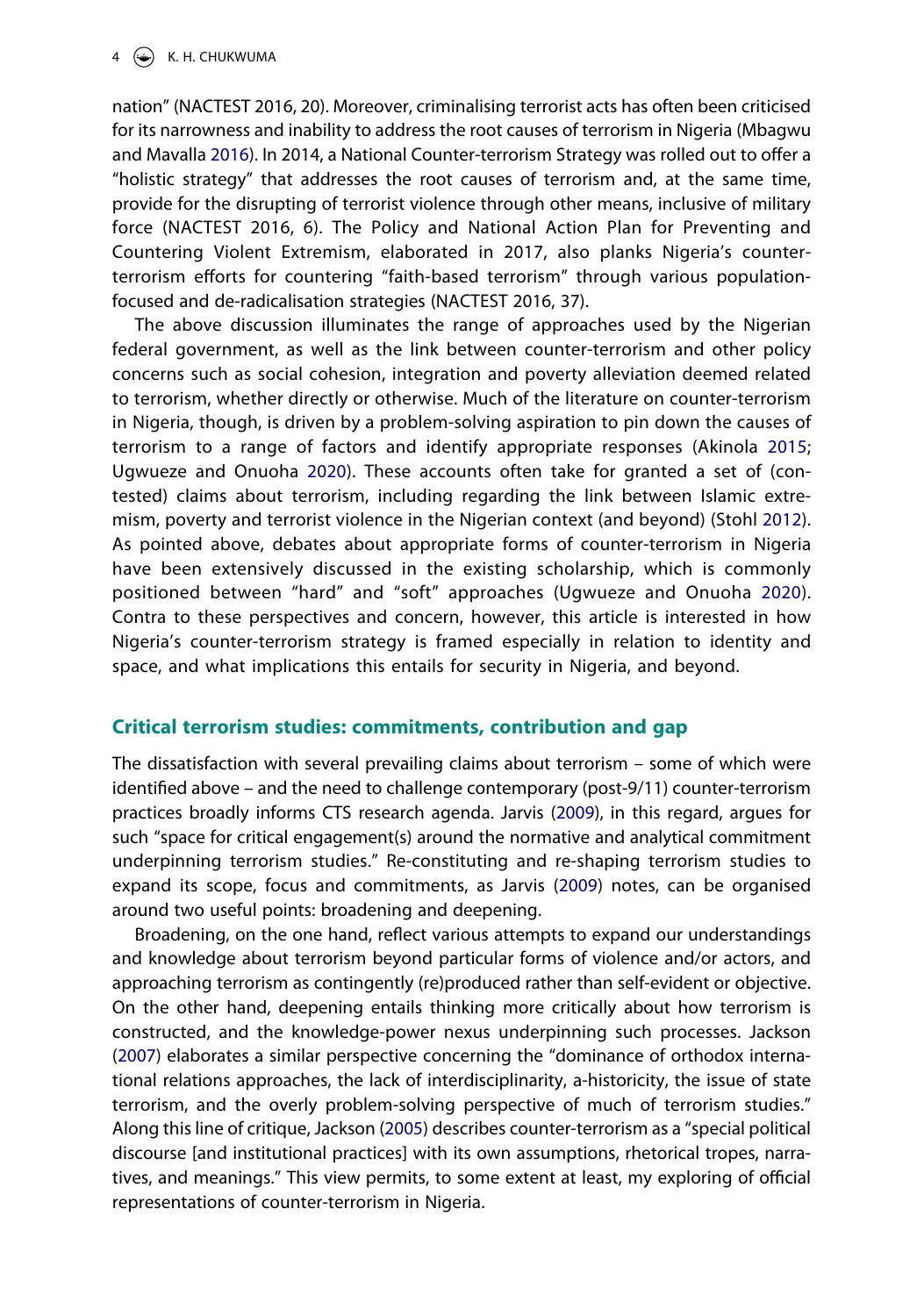nation" (NACTEST 2016, 20). Moreover, criminalising terrorist acts has often been criticised for its narrowness and inability to address the root causes of terrorism in Nigeria (Mbagwu and Mavalla 2016). In 2014, a National Counter-terrorism Strategy was rolled out to offer a "holistic strategy" that addresses the root causes of terrorism and, at the same time, provide for the disrupting of terrorist violence through other means, inclusive of military force (NACTEST 2016, 6). The Policy and National Action Plan for Preventing and Countering Violent Extremism, elaborated in 2017, also planks Nigeria's counter-terrorism efforts for countering "faith-based terrorism" through various population-focused and de-radicalisation strategies (NACTEST 2016, 37).

The above discussion illuminates the range of approaches used by the Nigerian federal government, as well as the link between counter-terrorism and other policy concerns such as social cohesion, integration and poverty alleviation deemed related to terrorism, whether directly or otherwise. Much of the literature on counter-terrorism in Nigeria, though, is driven by a problem-solving aspiration to pin down the causes of terrorism to a range of factors and identify appropriate responses (Akinola 2015; Ugwueze and Onuoha 2020). These accounts often take for granted a set of (contested) claims about terrorism, including regarding the link between Islamic extremism, poverty and terrorist violence in the Nigerian context (and beyond) (Stohl 2012). As pointed above, debates about appropriate forms of counter-terrorism in Nigeria have been extensively discussed in the existing scholarship, which is commonly positioned between "hard" and "soft" approaches (Ugwueze and Onuoha 2020). Contra to these perspectives and concern, however, this article is interested in how Nigeria's counter-terrorism strategy is framed especially in relation to identity and space, and what implications this entails for security in Nigeria, and beyond.

## Critical terrorism studies: commitments, contribution and gap

The dissatisfaction with several prevailing claims about terrorism – some of which were identified above – and the need to challenge contemporary (post-9/11) counter-terrorism practices broadly informs CTS research agenda. Jarvis (2009), in this regard, argues for such "space for critical engagement(s) around the normative and analytical commitment underpinning terrorism studies." Re-constituting and re-shaping terrorism studies to expand its scope, focus and commitments, as Jarvis (2009) notes, can be organised around two useful points: broadening and deepening.

Broadening, on the one hand, reflect various attempts to expand our understandings and knowledge about terrorism beyond particular forms of violence and/or actors, and approaching terrorism as contingently (re)produced rather than self-evident or objective. On the other hand, deepening entails thinking more critically about how terrorism is constructed, and the knowledge-power nexus underpinning such processes. Jackson (2007) elaborates a similar perspective concerning the "dominance of orthodox international relations approaches, the lack of interdisciplinarity, a-historicity, the issue of state terrorism, and the overly problem-solving perspective of much of terrorism studies." Along this line of critique, Jackson (2005) describes counter-terrorism as a "special political discourse [and institutional practices] with its own assumptions, rhetorical tropes, narratives, and meanings." This view permits, to some extent at least, my exploring of official representations of counter-terrorism in Nigeria.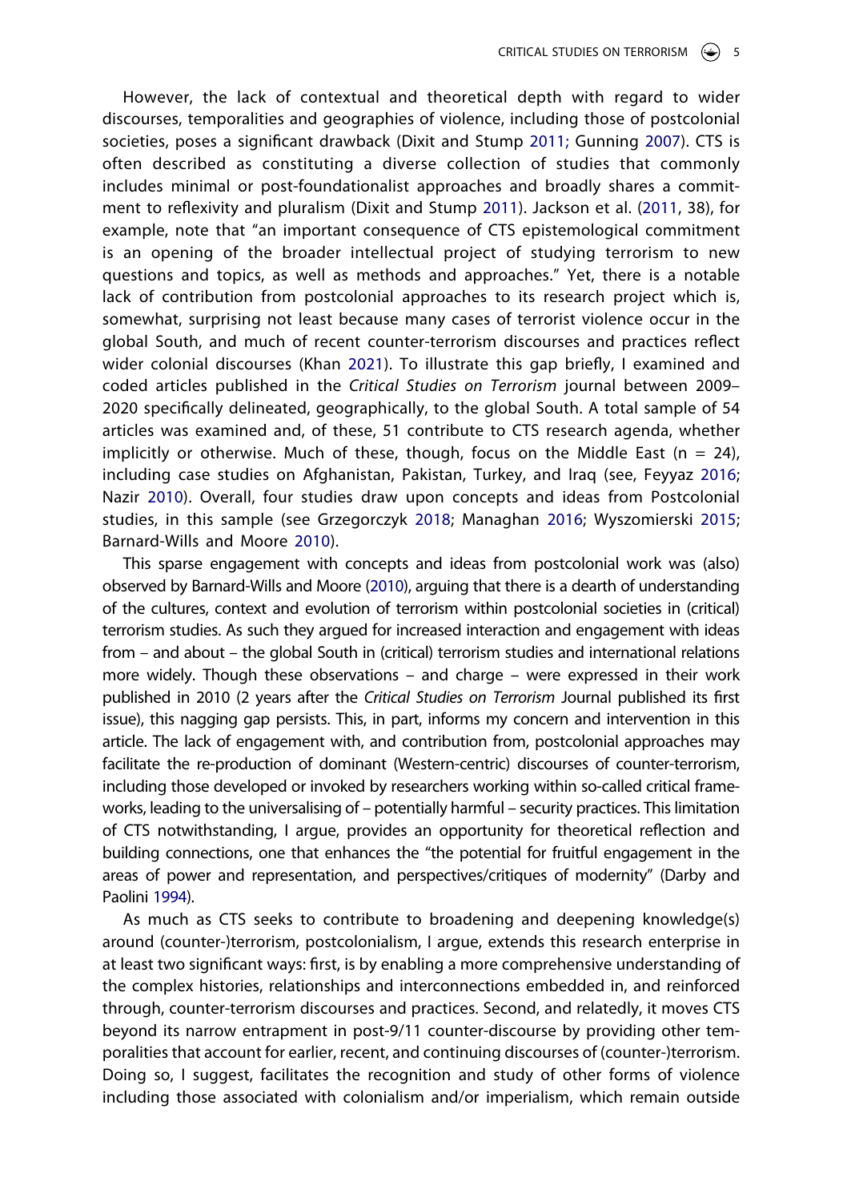However, the lack of contextual and theoretical depth with regard to wider discourses, temporalities and geographies of violence, including those of postcolonial societies, poses a significant drawback (Dixit and Stump 2011; Gunning 2007). CTS is often described as constituting a diverse collection of studies that commonly includes minimal or post-foundationalist approaches and broadly shares a commitment to reflexivity and pluralism (Dixit and Stump 2011). Jackson et al. (2011, 38), for example, note that "an important consequence of CTS epistemological commitment is an opening of the broader intellectual project of studying terrorism to new questions and topics, as well as methods and approaches." Yet, there is a notable lack of contribution from postcolonial approaches to its research project which is, somewhat, surprising not least because many cases of terrorist violence occur in the global South, and much of recent counter-terrorism discourses and practices reflect wider colonial discourses (Khan 2021). To illustrate this gap briefly, I examined and coded articles published in the *Critical Studies on Terrorism* journal between 2009–2020 specifically delineated, geographically, to the global South. A total sample of 54 articles was examined and, of these, 51 contribute to CTS research agenda, whether implicitly or otherwise. Much of these, though, focus on the Middle East (n = 24), including case studies on Afghanistan, Pakistan, Turkey, and Iraq (see, Feyyaz 2016; Nazir 2010). Overall, four studies draw upon concepts and ideas from Postcolonial studies, in this sample (see Grzegorczyk 2018; Managhan 2016; Wyszomierski 2015; Barnard-Wills and Moore 2010).

This sparse engagement with concepts and ideas from postcolonial work was (also) observed by Barnard-Wills and Moore (2010), arguing that there is a dearth of understanding of the cultures, context and evolution of terrorism within postcolonial societies in (critical) terrorism studies. As such they argued for increased interaction and engagement with ideas from – and about – the global South in (critical) terrorism studies and international relations more widely. Though these observations – and charge – were expressed in their work published in 2010 (2 years after the *Critical Studies on Terrorism* Journal published its first issue), this nagging gap persists. This, in part, informs my concern and intervention in this article. The lack of engagement with, and contribution from, postcolonial approaches may facilitate the re-production of dominant (Western-centric) discourses of counter-terrorism, including those developed or invoked by researchers working within so-called critical frameworks, leading to the universalising of – potentially harmful – security practices. This limitation of CTS notwithstanding, I argue, provides an opportunity for theoretical reflection and building connections, one that enhances the "the potential for fruitful engagement in the areas of power and representation, and perspectives/critiques of modernity" (Darby and Paolini 1994).

As much as CTS seeks to contribute to broadening and deepening knowledge(s) around (counter-)terrorism, postcolonialism, I argue, extends this research enterprise in at least two significant ways: first, is by enabling a more comprehensive understanding of the complex histories, relationships and interconnections embedded in, and reinforced through, counter-terrorism discourses and practices. Second, and relatedly, it moves CTS beyond its narrow entrapment in post-9/11 counter-discourse by providing other temporalities that account for earlier, recent, and continuing discourses of (counter-)terrorism. Doing so, I suggest, facilitates the recognition and study of other forms of violence including those associated with colonialism and/or imperialism, which remain outside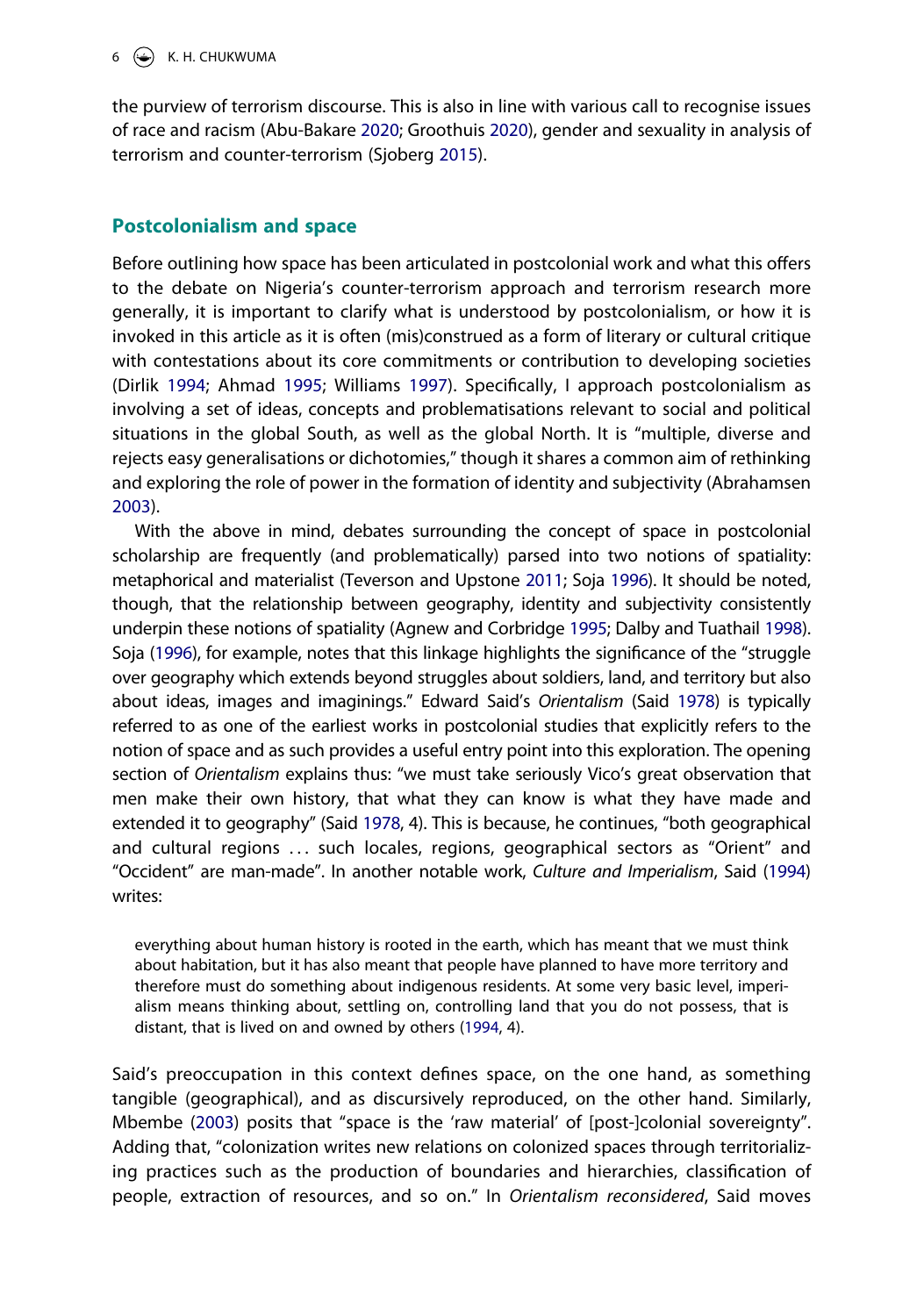the purview of terrorism discourse. This is also in line with various call to recognise issues of race and racism (Abu-Bakare 2020; Groothuis 2020), gender and sexuality in analysis of terrorism and counter-terrorism (Sjoberg 2015).

## Postcolonialism and space

Before outlining how space has been articulated in postcolonial work and what this offers to the debate on Nigeria's counter-terrorism approach and terrorism research more generally, it is important to clarify what is understood by postcolonialism, or how it is invoked in this article as it is often (mis)construed as a form of literary or cultural critique with contestations about its core commitments or contribution to developing societies (Dirlik 1994; Ahmad 1995; Williams 1997). Specifically, I approach postcolonialism as involving a set of ideas, concepts and problematisations relevant to social and political situations in the global South, as well as the global North. It is "multiple, diverse and rejects easy generalisations or dichotomies," though it shares a common aim of rethinking and exploring the role of power in the formation of identity and subjectivity (Abrahamsen 2003).

With the above in mind, debates surrounding the concept of space in postcolonial scholarship are frequently (and problematically) parsed into two notions of spatiality: metaphorical and materialist (Teverson and Upstone 2011; Soja 1996). It should be noted, though, that the relationship between geography, identity and subjectivity consistently underpin these notions of spatiality (Agnew and Corbridge 1995; Dalby and Tuathail 1998). Soja (1996), for example, notes that this linkage highlights the significance of the "struggle over geography which extends beyond struggles about soldiers, land, and territory but also about ideas, images and imaginings." Edward Said's *Orientalism* (Said 1978) is typically referred to as one of the earliest works in postcolonial studies that explicitly refers to the notion of space and as such provides a useful entry point into this exploration. The opening section of *Orientalism* explains thus: "we must take seriously Vico's great observation that men make their own history, that what they can know is what they have made and extended it to geography" (Said 1978, 4). This is because, he continues, "both geographical and cultural regions … such locales, regions, geographical sectors as "Orient" and "Occident" are man-made". In another notable work, *Culture and Imperialism*, Said (1994) writes:

> everything about human history is rooted in the earth, which has meant that we must think about habitation, but it has also meant that people have planned to have more territory and therefore must do something about indigenous residents. At some very basic level, imperialism means thinking about, settling on, controlling land that you do not possess, that is distant, that is lived on and owned by others (1994, 4).

Said's preoccupation in this context defines space, on the one hand, as something tangible (geographical), and as discursively reproduced, on the other hand. Similarly, Mbembe (2003) posits that "space is the 'raw material' of [post-]colonial sovereignty". Adding that, "colonization writes new relations on colonized spaces through territorializing practices such as the production of boundaries and hierarchies, classification of people, extraction of resources, and so on." In *Orientalism reconsidered*, Said moves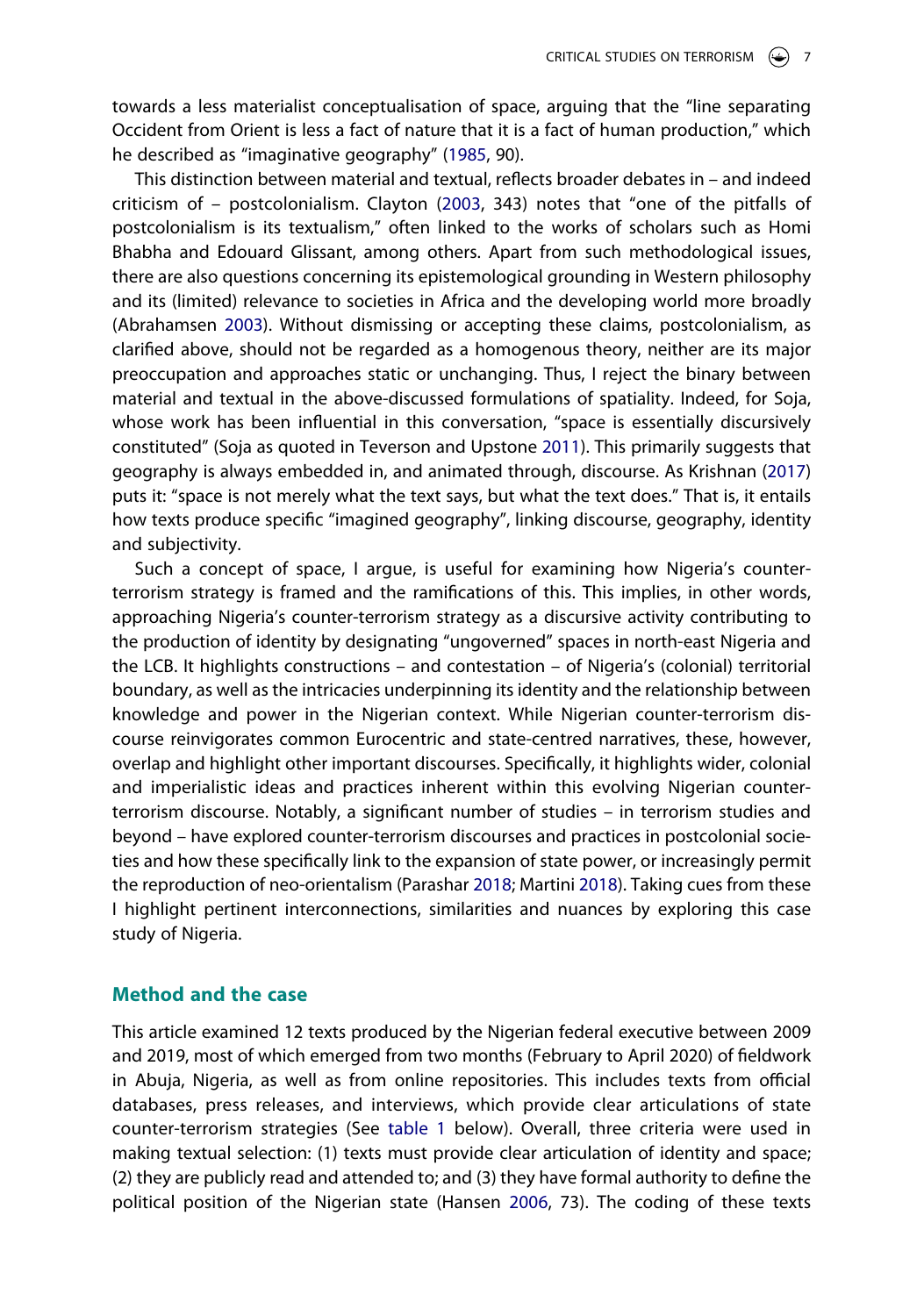towards a less materialist conceptualisation of space, arguing that the "line separating Occident from Orient is less a fact of nature that it is a fact of human production," which he described as "imaginative geography" (1985, 90).

This distinction between material and textual, reflects broader debates in – and indeed criticism of – postcolonialism. Clayton (2003, 343) notes that "one of the pitfalls of postcolonialism is its textualism," often linked to the works of scholars such as Homi Bhabha and Edouard Glissant, among others. Apart from such methodological issues, there are also questions concerning its epistemological grounding in Western philosophy and its (limited) relevance to societies in Africa and the developing world more broadly (Abrahamsen 2003). Without dismissing or accepting these claims, postcolonialism, as clarified above, should not be regarded as a homogenous theory, neither are its major preoccupation and approaches static or unchanging. Thus, I reject the binary between material and textual in the above-discussed formulations of spatiality. Indeed, for Soja, whose work has been influential in this conversation, "space is essentially discursively constituted" (Soja as quoted in Teverson and Upstone 2011). This primarily suggests that geography is always embedded in, and animated through, discourse. As Krishnan (2017) puts it: "space is not merely what the text says, but what the text does." That is, it entails how texts produce specific "imagined geography", linking discourse, geography, identity and subjectivity.

Such a concept of space, I argue, is useful for examining how Nigeria's counter-terrorism strategy is framed and the ramifications of this. This implies, in other words, approaching Nigeria's counter-terrorism strategy as a discursive activity contributing to the production of identity by designating "ungoverned" spaces in north-east Nigeria and the LCB. It highlights constructions – and contestation – of Nigeria's (colonial) territorial boundary, as well as the intricacies underpinning its identity and the relationship between knowledge and power in the Nigerian context. While Nigerian counter-terrorism discourse reinvigorates common Eurocentric and state-centred narratives, these, however, overlap and highlight other important discourses. Specifically, it highlights wider, colonial and imperialistic ideas and practices inherent within this evolving Nigerian counter-terrorism discourse. Notably, a significant number of studies – in terrorism studies and beyond – have explored counter-terrorism discourses and practices in postcolonial societies and how these specifically link to the expansion of state power, or increasingly permit the reproduction of neo-orientalism (Parashar 2018; Martini 2018). Taking cues from these I highlight pertinent interconnections, similarities and nuances by exploring this case study of Nigeria.

## Method and the case

This article examined 12 texts produced by the Nigerian federal executive between 2009 and 2019, most of which emerged from two months (February to April 2020) of fieldwork in Abuja, Nigeria, as well as from online repositories. This includes texts from official databases, press releases, and interviews, which provide clear articulations of state counter-terrorism strategies (See table 1 below). Overall, three criteria were used in making textual selection: (1) texts must provide clear articulation of identity and space; (2) they are publicly read and attended to; and (3) they have formal authority to define the political position of the Nigerian state (Hansen 2006, 73). The coding of these texts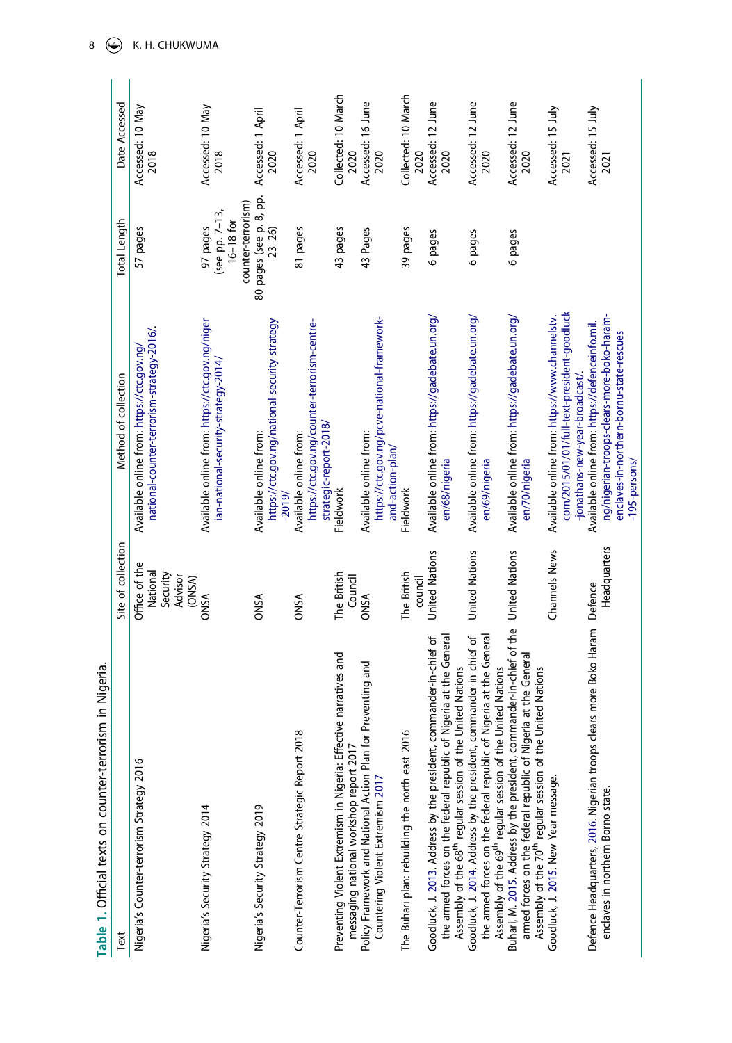**Table 1.** Official texts on counter-terrorism in Nigeria.

| Text | Site of collection | Method of collection | Total Length | Date Accessed |
|---|---|---|---|---|
| Nigeria's Counter-terrorism Strategy 2016 | Office of the National Security Advisor (ONSA) | Available online from: https://ctc.gov.ng/national-counter-terrorism-strategy-2016/. | 57 pages | Accessed: 10 May 2018 |
| Nigeria's Security Strategy 2014 | ONSA | Available online from: https://ctc.gov.ng/nigerian-national-security-strategy-2014/ | 97 pages (see pp. 7–13, 16–18 for counter-terrorism) | Accessed: 10 May 2018 |
| Nigeria's Security Strategy 2019 | ONSA | Available online from: https://ctc.gov.ng/national-security-strategy-2019/ | 80 pages (see p. 8, pp. 23–26) | Accessed: 1 April 2020 |
| Counter-Terrorism Centre Strategic Report 2018 | ONSA | Available online from: https://ctc.gov.ng/counter-terrorism-centre-strategic-report-2018/ | 81 pages | Accessed: 1 April 2020 |
| Preventing Violent Extremism in Nigeria: Effective narratives and messaging national workshop report 2017 | The British Council | Fieldwork | 43 pages | Collected: 10 March 2020 |
| Policy Framework and National Action Plan for Preventing and Countering Violent Extremism 2017 | ONSA | Available online from: https://ctc.gov.ng/pcve-national-framework-and-action-plan/ | 43 Pages | Accessed: 16 June 2020 |
| The Buhari plan: rebuilding the north east 2016 | The British council | Fieldwork | 39 pages | Collected: 10 March 2020 |
| Goodluck, J. 2013. Address by the president, commander-in-chief of the armed forces on the federal republic of Nigeria at the General Assembly of the 68th regular session of the United Nations | United Nations | Available online from: https://gadebate.un.org/en/68/nigeria | 6 pages | Accessed: 12 June 2020 |
| Goodluck, J. 2014. Address by the president, commander-in-chief of the armed forces on the federal republic of Nigeria at the General Assembly of the 69th regular session of the United Nations | United Nations | Available online from: https://gadebate.un.org/en/69/nigeria | 6 pages | Accessed: 12 June 2020 |
| Buhari, M. 2015. Address by the president, commander-in-chief of the armed forces on the federal republic of Nigeria at the General Assembly of the 70th regular session of the United Nations | United Nations | Available online from: https://gadebate.un.org/en/70/nigeria | 6 pages | Accessed: 12 June 2020 |
| Goodluck, J. 2015. New Year message. | Channels News | Available online from: https://www.channelstv.com/2015/01/01/full-text-president-goodluck-jonathans-new-year-broadcast/. | | Accessed: 15 July 2021 |
| Defence Headquarters, 2016. Nigerian troops clears more Boko Haram enclaves in northern Borno state. | Defence Headquarters | Available online from: https://defenceinfo.mil.ng/nigerian-troops-clears-more-boko-haram-enclaves-in-northern-borno-state-rescues-195-persons/ | | Accessed: 15 July 2021 |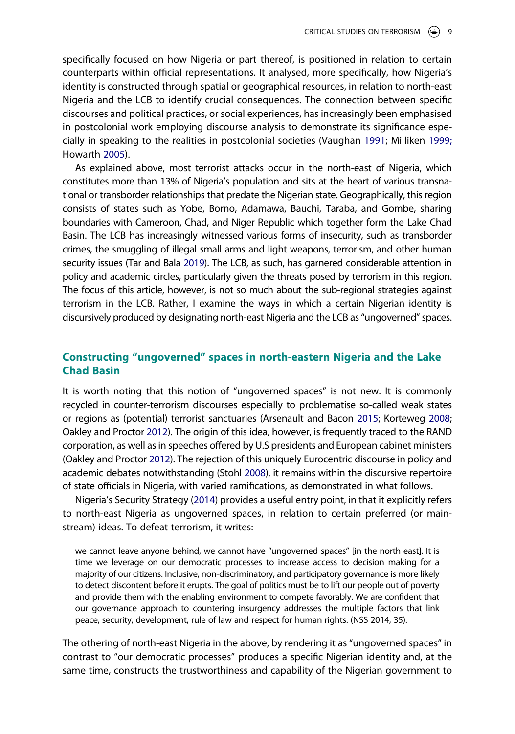specifically focused on how Nigeria or part thereof, is positioned in relation to certain counterparts within official representations. It analysed, more specifically, how Nigeria's identity is constructed through spatial or geographical resources, in relation to north-east Nigeria and the LCB to identify crucial consequences. The connection between specific discourses and political practices, or social experiences, has increasingly been emphasised in postcolonial work employing discourse analysis to demonstrate its significance especially in speaking to the realities in postcolonial societies (Vaughan 1991; Milliken 1999; Howarth 2005).

As explained above, most terrorist attacks occur in the north-east of Nigeria, which constitutes more than 13% of Nigeria's population and sits at the heart of various transnational or transborder relationships that predate the Nigerian state. Geographically, this region consists of states such as Yobe, Borno, Adamawa, Bauchi, Taraba, and Gombe, sharing boundaries with Cameroon, Chad, and Niger Republic which together form the Lake Chad Basin. The LCB has increasingly witnessed various forms of insecurity, such as transborder crimes, the smuggling of illegal small arms and light weapons, terrorism, and other human security issues (Tar and Bala 2019). The LCB, as such, has garnered considerable attention in policy and academic circles, particularly given the threats posed by terrorism in this region. The focus of this article, however, is not so much about the sub-regional strategies against terrorism in the LCB. Rather, I examine the ways in which a certain Nigerian identity is discursively produced by designating north-east Nigeria and the LCB as "ungoverned" spaces.

## Constructing "ungoverned" spaces in north-eastern Nigeria and the Lake Chad Basin

It is worth noting that this notion of "ungoverned spaces" is not new. It is commonly recycled in counter-terrorism discourses especially to problematise so-called weak states or regions as (potential) terrorist sanctuaries (Arsenault and Bacon 2015; Korteweg 2008; Oakley and Proctor 2012). The origin of this idea, however, is frequently traced to the RAND corporation, as well as in speeches offered by U.S presidents and European cabinet ministers (Oakley and Proctor 2012). The rejection of this uniquely Eurocentric discourse in policy and academic debates notwithstanding (Stohl 2008), it remains within the discursive repertoire of state officials in Nigeria, with varied ramifications, as demonstrated in what follows.

Nigeria's Security Strategy (2014) provides a useful entry point, in that it explicitly refers to north-east Nigeria as ungoverned spaces, in relation to certain preferred (or mainstream) ideas. To defeat terrorism, it writes:

> we cannot leave anyone behind, we cannot have "ungoverned spaces" [in the north east]. It is time we leverage on our democratic processes to increase access to decision making for a majority of our citizens. Inclusive, non-discriminatory, and participatory governance is more likely to detect discontent before it erupts. The goal of politics must be to lift our people out of poverty and provide them with the enabling environment to compete favorably. We are confident that our governance approach to countering insurgency addresses the multiple factors that link peace, security, development, rule of law and respect for human rights. (NSS 2014, 35).

The othering of north-east Nigeria in the above, by rendering it as "ungoverned spaces" in contrast to "our democratic processes" produces a specific Nigerian identity and, at the same time, constructs the trustworthiness and capability of the Nigerian government to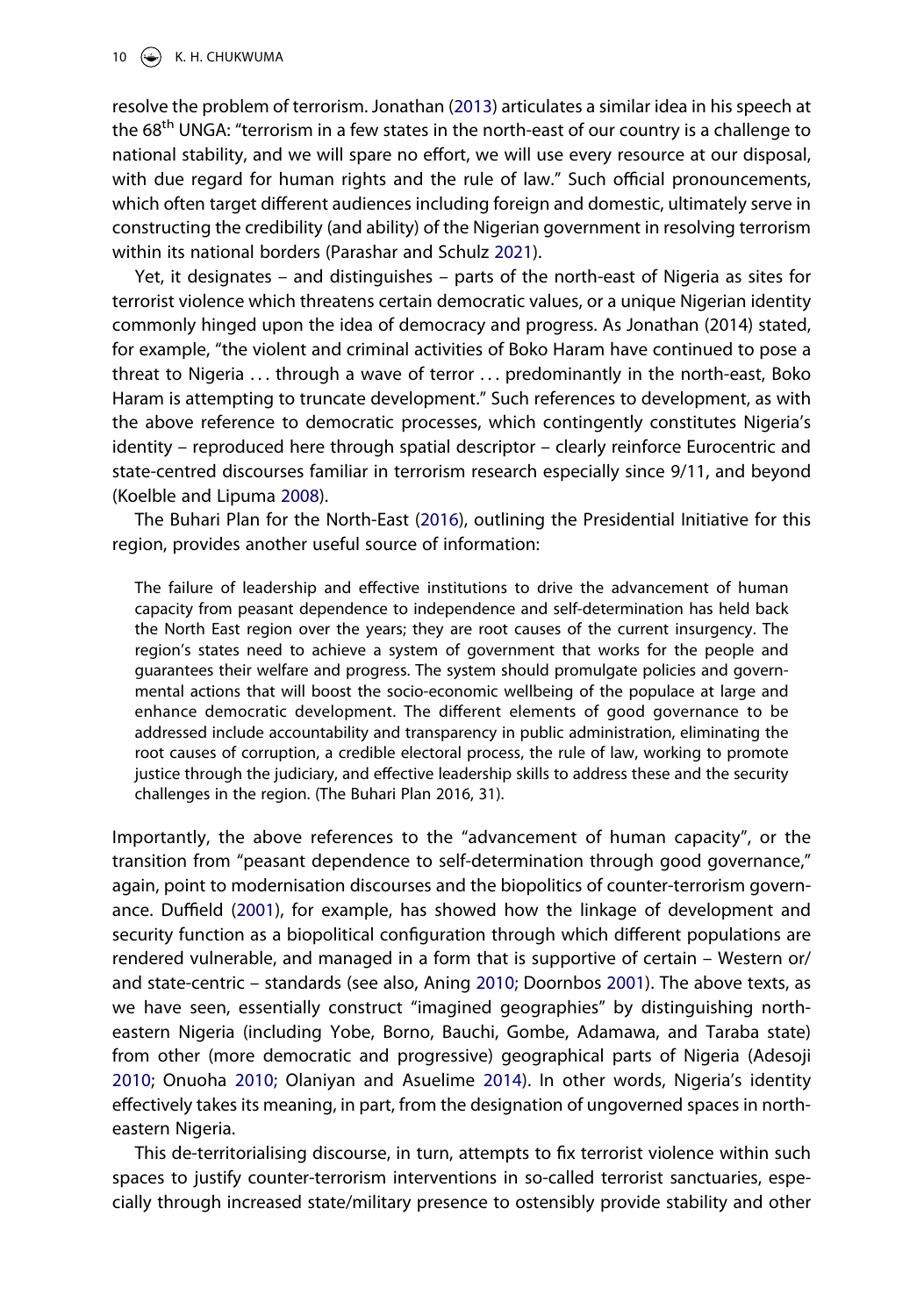resolve the problem of terrorism. Jonathan (2013) articulates a similar idea in his speech at the 68th UNGA: "terrorism in a few states in the north-east of our country is a challenge to national stability, and we will spare no effort, we will use every resource at our disposal, with due regard for human rights and the rule of law." Such official pronouncements, which often target different audiences including foreign and domestic, ultimately serve in constructing the credibility (and ability) of the Nigerian government in resolving terrorism within its national borders (Parashar and Schulz 2021).

Yet, it designates – and distinguishes – parts of the north-east of Nigeria as sites for terrorist violence which threatens certain democratic values, or a unique Nigerian identity commonly hinged upon the idea of democracy and progress. As Jonathan (2014) stated, for example, "the violent and criminal activities of Boko Haram have continued to pose a threat to Nigeria ... through a wave of terror ... predominantly in the north-east, Boko Haram is attempting to truncate development." Such references to development, as with the above reference to democratic processes, which contingently constitutes Nigeria's identity – reproduced here through spatial descriptor – clearly reinforce Eurocentric and state-centred discourses familiar in terrorism research especially since 9/11, and beyond (Koelble and Lipuma 2008).

The Buhari Plan for the North-East (2016), outlining the Presidential Initiative for this region, provides another useful source of information:

> The failure of leadership and effective institutions to drive the advancement of human capacity from peasant dependence to independence and self-determination has held back the North East region over the years; they are root causes of the current insurgency. The region's states need to achieve a system of government that works for the people and guarantees their welfare and progress. The system should promulgate policies and governmental actions that will boost the socio-economic wellbeing of the populace at large and enhance democratic development. The different elements of good governance to be addressed include accountability and transparency in public administration, eliminating the root causes of corruption, a credible electoral process, the rule of law, working to promote justice through the judiciary, and effective leadership skills to address these and the security challenges in the region. (The Buhari Plan 2016, 31).

Importantly, the above references to the "advancement of human capacity", or the transition from "peasant dependence to self-determination through good governance," again, point to modernisation discourses and the biopolitics of counter-terrorism governance. Duffield (2001), for example, has showed how the linkage of development and security function as a biopolitical configuration through which different populations are rendered vulnerable, and managed in a form that is supportive of certain – Western or/ and state-centric – standards (see also, Aning 2010; Doornbos 2001). The above texts, as we have seen, essentially construct "imagined geographies" by distinguishing north-eastern Nigeria (including Yobe, Borno, Bauchi, Gombe, Adamawa, and Taraba state) from other (more democratic and progressive) geographical parts of Nigeria (Adesoji 2010; Onuoha 2010; Olaniyan and Asuelime 2014). In other words, Nigeria's identity effectively takes its meaning, in part, from the designation of ungoverned spaces in north-eastern Nigeria.

This de-territorialising discourse, in turn, attempts to fix terrorist violence within such spaces to justify counter-terrorism interventions in so-called terrorist sanctuaries, especially through increased state/military presence to ostensibly provide stability and other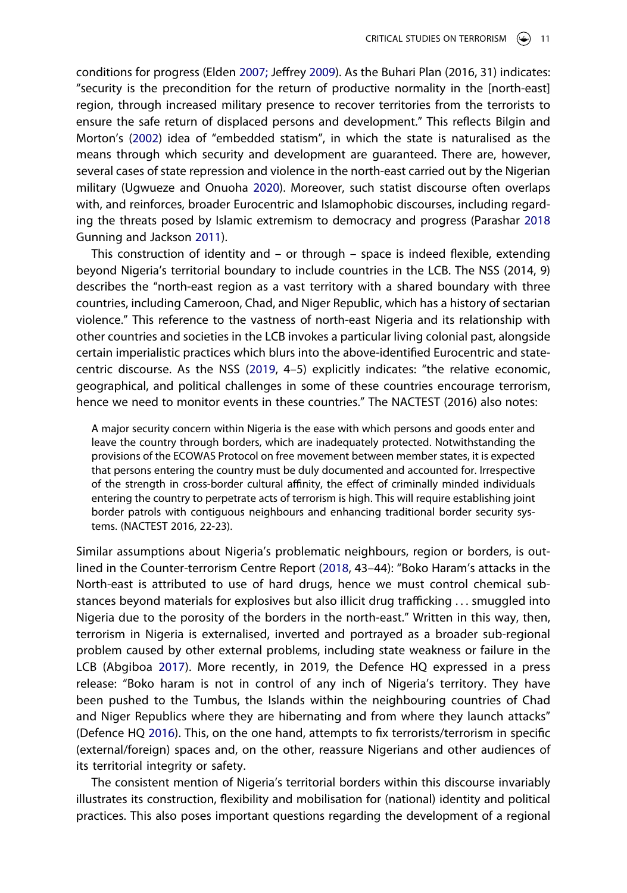conditions for progress (Elden 2007; Jeffrey 2009). As the Buhari Plan (2016, 31) indicates: "security is the precondition for the return of productive normality in the [north-east] region, through increased military presence to recover territories from the terrorists to ensure the safe return of displaced persons and development." This reflects Bilgin and Morton's (2002) idea of "embedded statism", in which the state is naturalised as the means through which security and development are guaranteed. There are, however, several cases of state repression and violence in the north-east carried out by the Nigerian military (Ugwueze and Onuoha 2020). Moreover, such statist discourse often overlaps with, and reinforces, broader Eurocentric and Islamophobic discourses, including regarding the threats posed by Islamic extremism to democracy and progress (Parashar 2018 Gunning and Jackson 2011).

This construction of identity and – or through – space is indeed flexible, extending beyond Nigeria's territorial boundary to include countries in the LCB. The NSS (2014, 9) describes the "north-east region as a vast territory with a shared boundary with three countries, including Cameroon, Chad, and Niger Republic, which has a history of sectarian violence." This reference to the vastness of north-east Nigeria and its relationship with other countries and societies in the LCB invokes a particular living colonial past, alongside certain imperialistic practices which blurs into the above-identified Eurocentric and state-centric discourse. As the NSS (2019, 4–5) explicitly indicates: "the relative economic, geographical, and political challenges in some of these countries encourage terrorism, hence we need to monitor events in these countries." The NACTEST (2016) also notes:

> A major security concern within Nigeria is the ease with which persons and goods enter and leave the country through borders, which are inadequately protected. Notwithstanding the provisions of the ECOWAS Protocol on free movement between member states, it is expected that persons entering the country must be duly documented and accounted for. Irrespective of the strength in cross-border cultural affinity, the effect of criminally minded individuals entering the country to perpetrate acts of terrorism is high. This will require establishing joint border patrols with contiguous neighbours and enhancing traditional border security systems. (NACTEST 2016, 22-23).

Similar assumptions about Nigeria's problematic neighbours, region or borders, is outlined in the Counter-terrorism Centre Report (2018, 43–44): "Boko Haram's attacks in the North-east is attributed to use of hard drugs, hence we must control chemical substances beyond materials for explosives but also illicit drug trafficking . . . smuggled into Nigeria due to the porosity of the borders in the north-east." Written in this way, then, terrorism in Nigeria is externalised, inverted and portrayed as a broader sub-regional problem caused by other external problems, including state weakness or failure in the LCB (Abgiboa 2017). More recently, in 2019, the Defence HQ expressed in a press release: "Boko haram is not in control of any inch of Nigeria's territory. They have been pushed to the Tumbus, the Islands within the neighbouring countries of Chad and Niger Republics where they are hibernating and from where they launch attacks" (Defence HQ 2016). This, on the one hand, attempts to fix terrorists/terrorism in specific (external/foreign) spaces and, on the other, reassure Nigerians and other audiences of its territorial integrity or safety.

The consistent mention of Nigeria's territorial borders within this discourse invariably illustrates its construction, flexibility and mobilisation for (national) identity and political practices. This also poses important questions regarding the development of a regional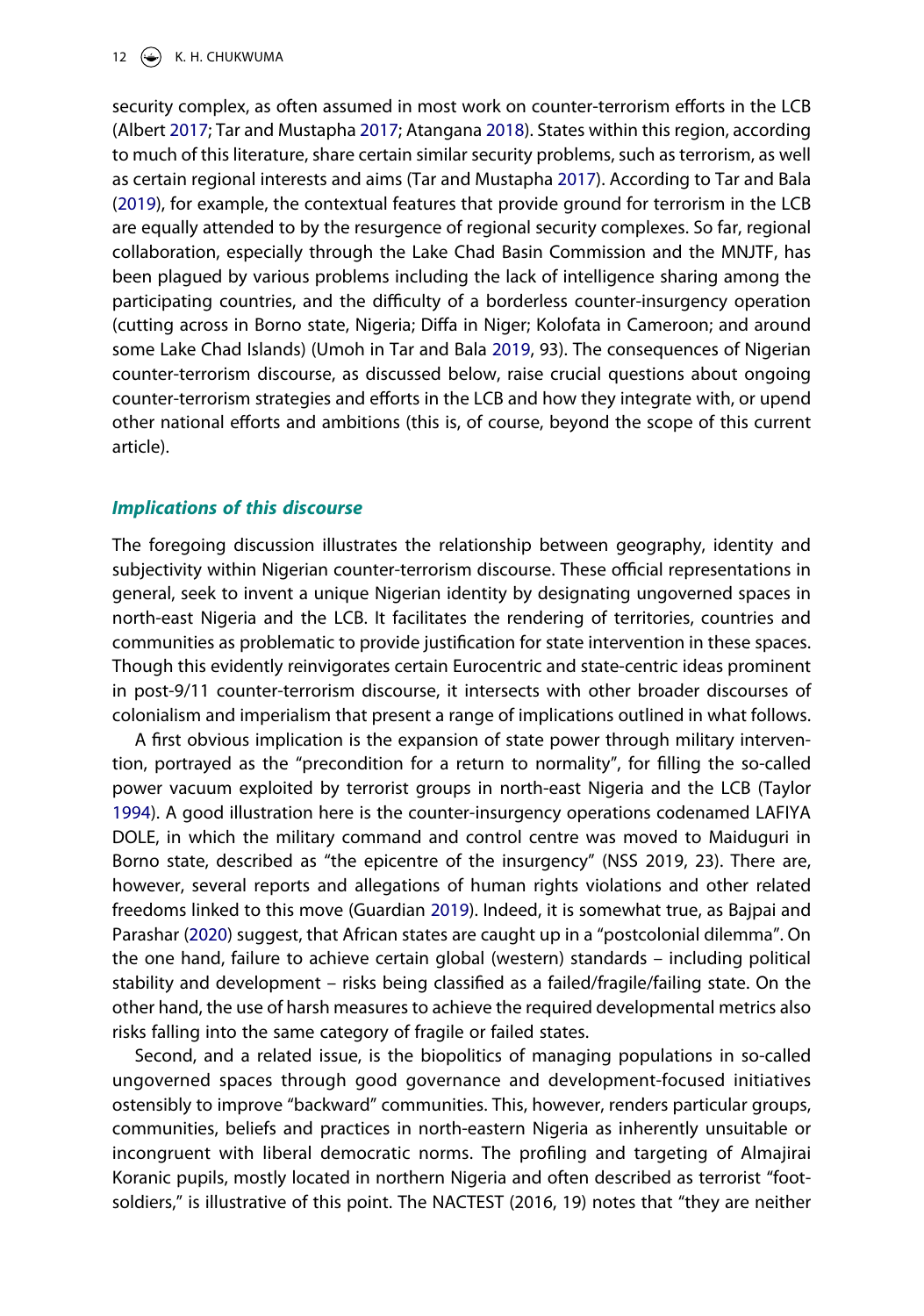security complex, as often assumed in most work on counter-terrorism efforts in the LCB (Albert 2017; Tar and Mustapha 2017; Atangana 2018). States within this region, according to much of this literature, share certain similar security problems, such as terrorism, as well as certain regional interests and aims (Tar and Mustapha 2017). According to Tar and Bala (2019), for example, the contextual features that provide ground for terrorism in the LCB are equally attended to by the resurgence of regional security complexes. So far, regional collaboration, especially through the Lake Chad Basin Commission and the MNJTF, has been plagued by various problems including the lack of intelligence sharing among the participating countries, and the difficulty of a borderless counter-insurgency operation (cutting across in Borno state, Nigeria; Diffa in Niger; Kolofata in Cameroon; and around some Lake Chad Islands) (Umoh in Tar and Bala 2019, 93). The consequences of Nigerian counter-terrorism discourse, as discussed below, raise crucial questions about ongoing counter-terrorism strategies and efforts in the LCB and how they integrate with, or upend other national efforts and ambitions (this is, of course, beyond the scope of this current article).

### *Implications of this discourse*

The foregoing discussion illustrates the relationship between geography, identity and subjectivity within Nigerian counter-terrorism discourse. These official representations in general, seek to invent a unique Nigerian identity by designating ungoverned spaces in north-east Nigeria and the LCB. It facilitates the rendering of territories, countries and communities as problematic to provide justification for state intervention in these spaces. Though this evidently reinvigorates certain Eurocentric and state-centric ideas prominent in post-9/11 counter-terrorism discourse, it intersects with other broader discourses of colonialism and imperialism that present a range of implications outlined in what follows.

A first obvious implication is the expansion of state power through military intervention, portrayed as the "precondition for a return to normality", for filling the so-called power vacuum exploited by terrorist groups in north-east Nigeria and the LCB (Taylor 1994). A good illustration here is the counter-insurgency operations codenamed LAFIYA DOLE, in which the military command and control centre was moved to Maiduguri in Borno state, described as "the epicentre of the insurgency" (NSS 2019, 23). There are, however, several reports and allegations of human rights violations and other related freedoms linked to this move (Guardian 2019). Indeed, it is somewhat true, as Bajpai and Parashar (2020) suggest, that African states are caught up in a "postcolonial dilemma". On the one hand, failure to achieve certain global (western) standards – including political stability and development – risks being classified as a failed/fragile/failing state. On the other hand, the use of harsh measures to achieve the required developmental metrics also risks falling into the same category of fragile or failed states.

Second, and a related issue, is the biopolitics of managing populations in so-called ungoverned spaces through good governance and development-focused initiatives ostensibly to improve "backward" communities. This, however, renders particular groups, communities, beliefs and practices in north-eastern Nigeria as inherently unsuitable or incongruent with liberal democratic norms. The profiling and targeting of Almajirai Koranic pupils, mostly located in northern Nigeria and often described as terrorist "foot-soldiers," is illustrative of this point. The NACTEST (2016, 19) notes that "they are neither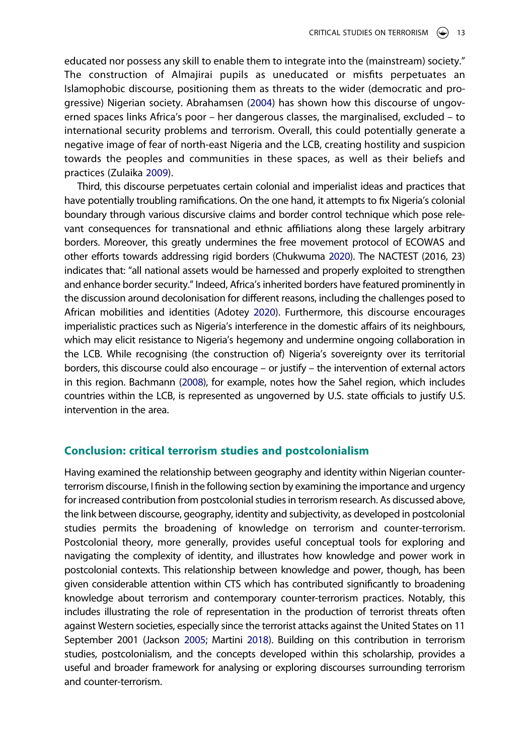educated nor possess any skill to enable them to integrate into the (mainstream) society." The construction of Almajirai pupils as uneducated or misfits perpetuates an Islamophobic discourse, positioning them as threats to the wider (democratic and progressive) Nigerian society. Abrahamsen (2004) has shown how this discourse of ungoverned spaces links Africa's poor – her dangerous classes, the marginalised, excluded – to international security problems and terrorism. Overall, this could potentially generate a negative image of fear of north-east Nigeria and the LCB, creating hostility and suspicion towards the peoples and communities in these spaces, as well as their beliefs and practices (Zulaika 2009).

Third, this discourse perpetuates certain colonial and imperialist ideas and practices that have potentially troubling ramifications. On the one hand, it attempts to fix Nigeria's colonial boundary through various discursive claims and border control technique which pose relevant consequences for transnational and ethnic affiliations along these largely arbitrary borders. Moreover, this greatly undermines the free movement protocol of ECOWAS and other efforts towards addressing rigid borders (Chukwuma 2020). The NACTEST (2016, 23) indicates that: "all national assets would be harnessed and properly exploited to strengthen and enhance border security." Indeed, Africa's inherited borders have featured prominently in the discussion around decolonisation for different reasons, including the challenges posed to African mobilities and identities (Adotey 2020). Furthermore, this discourse encourages imperialistic practices such as Nigeria's interference in the domestic affairs of its neighbours, which may elicit resistance to Nigeria's hegemony and undermine ongoing collaboration in the LCB. While recognising (the construction of) Nigeria's sovereignty over its territorial borders, this discourse could also encourage – or justify – the intervention of external actors in this region. Bachmann (2008), for example, notes how the Sahel region, which includes countries within the LCB, is represented as ungoverned by U.S. state officials to justify U.S. intervention in the area.

## Conclusion: critical terrorism studies and postcolonialism

Having examined the relationship between geography and identity within Nigerian counter-terrorism discourse, I finish in the following section by examining the importance and urgency for increased contribution from postcolonial studies in terrorism research. As discussed above, the link between discourse, geography, identity and subjectivity, as developed in postcolonial studies permits the broadening of knowledge on terrorism and counter-terrorism. Postcolonial theory, more generally, provides useful conceptual tools for exploring and navigating the complexity of identity, and illustrates how knowledge and power work in postcolonial contexts. This relationship between knowledge and power, though, has been given considerable attention within CTS which has contributed significantly to broadening knowledge about terrorism and contemporary counter-terrorism practices. Notably, this includes illustrating the role of representation in the production of terrorist threats often against Western societies, especially since the terrorist attacks against the United States on 11 September 2001 (Jackson 2005; Martini 2018). Building on this contribution in terrorism studies, postcolonialism, and the concepts developed within this scholarship, provides a useful and broader framework for analysing or exploring discourses surrounding terrorism and counter-terrorism.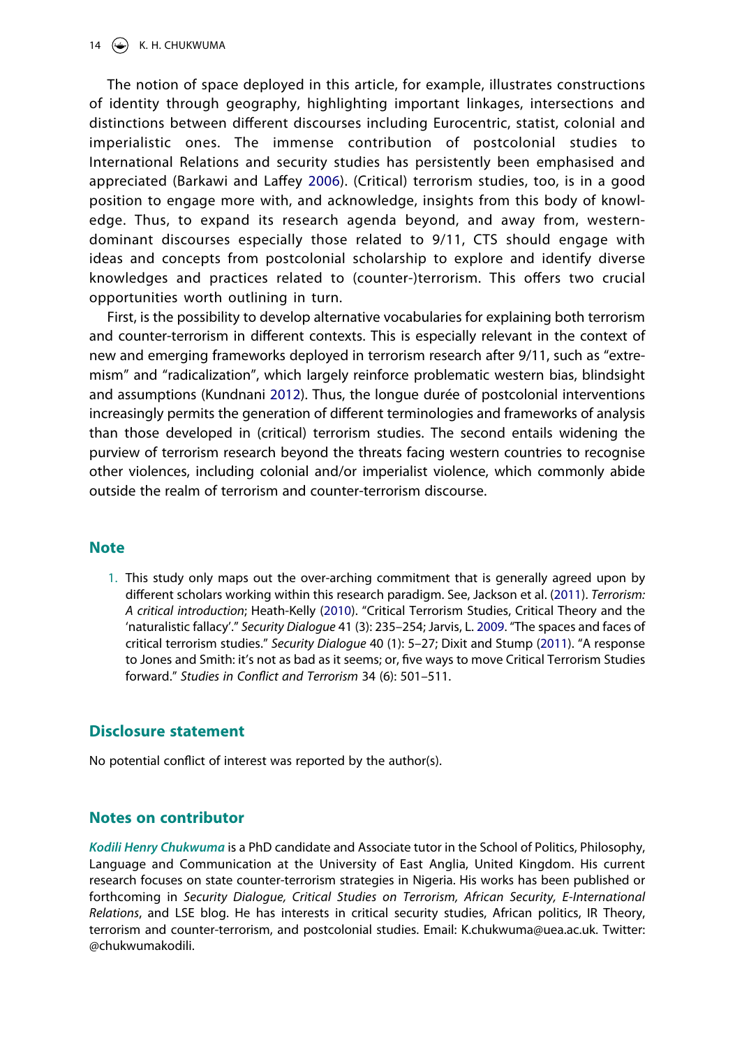The notion of space deployed in this article, for example, illustrates constructions of identity through geography, highlighting important linkages, intersections and distinctions between different discourses including Eurocentric, statist, colonial and imperialistic ones. The immense contribution of postcolonial studies to International Relations and security studies has persistently been emphasised and appreciated (Barkawi and Laffey 2006). (Critical) terrorism studies, too, is in a good position to engage more with, and acknowledge, insights from this body of knowledge. Thus, to expand its research agenda beyond, and away from, western-dominant discourses especially those related to 9/11, CTS should engage with ideas and concepts from postcolonial scholarship to explore and identify diverse knowledges and practices related to (counter-)terrorism. This offers two crucial opportunities worth outlining in turn.

First, is the possibility to develop alternative vocabularies for explaining both terrorism and counter-terrorism in different contexts. This is especially relevant in the context of new and emerging frameworks deployed in terrorism research after 9/11, such as "extremism" and "radicalization", which largely reinforce problematic western bias, blindsight and assumptions (Kundnani 2012). Thus, the longue durée of postcolonial interventions increasingly permits the generation of different terminologies and frameworks of analysis than those developed in (critical) terrorism studies. The second entails widening the purview of terrorism research beyond the threats facing western countries to recognise other violences, including colonial and/or imperialist violence, which commonly abide outside the realm of terrorism and counter-terrorism discourse.

## Note

1. This study only maps out the over-arching commitment that is generally agreed upon by different scholars working within this research paradigm. See, Jackson et al. (2011). *Terrorism: A critical introduction*; Heath-Kelly (2010). "Critical Terrorism Studies, Critical Theory and the 'naturalistic fallacy'." *Security Dialogue* 41 (3): 235–254; Jarvis, L. 2009. "The spaces and faces of critical terrorism studies." *Security Dialogue* 40 (1): 5–27; Dixit and Stump (2011). "A response to Jones and Smith: it's not as bad as it seems; or, five ways to move Critical Terrorism Studies forward." *Studies in Conflict and Terrorism* 34 (6): 501–511.

## Disclosure statement

No potential conflict of interest was reported by the author(s).

## Notes on contributor

***Kodili Henry Chukwuma*** is a PhD candidate and Associate tutor in the School of Politics, Philosophy, Language and Communication at the University of East Anglia, United Kingdom. His current research focuses on state counter-terrorism strategies in Nigeria. His works has been published or forthcoming in *Security Dialogue, Critical Studies on Terrorism, African Security, E-International Relations*, and LSE blog. He has interests in critical security studies, African politics, IR Theory, terrorism and counter-terrorism, and postcolonial studies. Email: K.chukwuma@uea.ac.uk. Twitter: @chukwumakodili.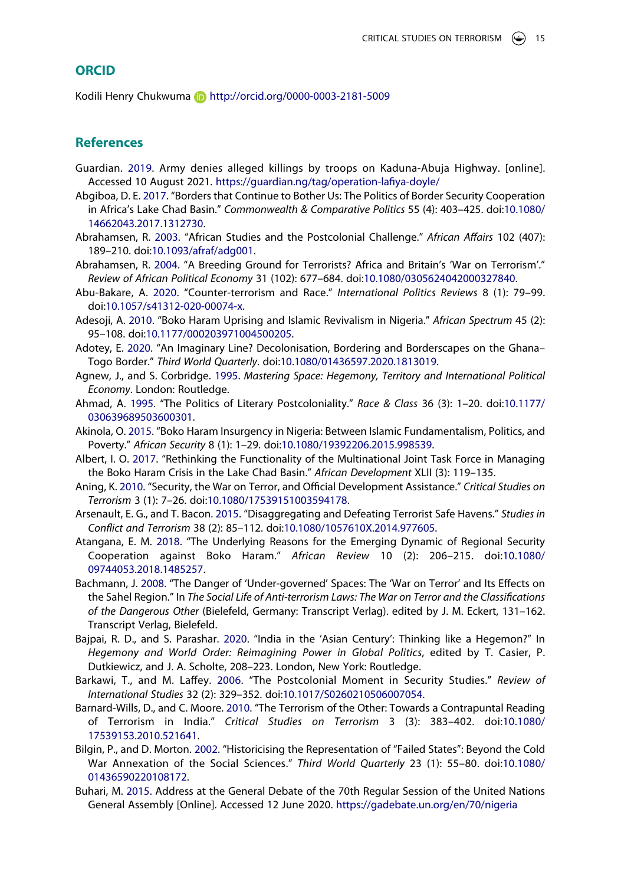## ORCID

Kodili Henry Chukwuma http://orcid.org/0000-0003-2181-5009

## References

Guardian. 2019. Army denies alleged killings by troops on Kaduna-Abuja Highway. [online]. Accessed 10 August 2021. https://guardian.ng/tag/operation-lafiya-doyle/

Abgiboa, D. E. 2017. "Borders that Continue to Bother Us: The Politics of Border Security Cooperation in Africa's Lake Chad Basin." *Commonwealth & Comparative Politics* 55 (4): 403–425. doi:10.1080/14662043.2017.1312730.

Abrahamsen, R. 2003. "African Studies and the Postcolonial Challenge." *African Affairs* 102 (407): 189–210. doi:10.1093/afraf/adg001.

Abrahamsen, R. 2004. "A Breeding Ground for Terrorists? Africa and Britain's 'War on Terrorism'." *Review of African Political Economy* 31 (102): 677–684. doi:10.1080/0305624042000327840.

Abu-Bakare, A. 2020. "Counter-terrorism and Race." *International Politics Reviews* 8 (1): 79–99. doi:10.1057/s41312-020-00074-x.

Adesoji, A. 2010. "Boko Haram Uprising and Islamic Revivalism in Nigeria." *African Spectrum* 45 (2): 95–108. doi:10.1177/000203971004500205.

Adotey, E. 2020. "An Imaginary Line? Decolonisation, Bordering and Borderscapes on the Ghana–Togo Border." *Third World Quarterly*. doi:10.1080/01436597.2020.1813019.

Agnew, J., and S. Corbridge. 1995. *Mastering Space: Hegemony, Territory and International Political Economy*. London: Routledge.

Ahmad, A. 1995. "The Politics of Literary Postcoloniality." *Race & Class* 36 (3): 1–20. doi:10.1177/030639689503600301.

Akinola, O. 2015. "Boko Haram Insurgency in Nigeria: Between Islamic Fundamentalism, Politics, and Poverty." *African Security* 8 (1): 1–29. doi:10.1080/19392206.2015.998539.

Albert, I. O. 2017. "Rethinking the Functionality of the Multinational Joint Task Force in Managing the Boko Haram Crisis in the Lake Chad Basin." *African Development* XLII (3): 119–135.

Aning, K. 2010. "Security, the War on Terror, and Official Development Assistance." *Critical Studies on Terrorism* 3 (1): 7–26. doi:10.1080/17539151003594178.

Arsenault, E. G., and T. Bacon. 2015. "Disaggregating and Defeating Terrorist Safe Havens." *Studies in Conflict and Terrorism* 38 (2): 85–112. doi:10.1080/1057610X.2014.977605.

Atangana, E. M. 2018. "The Underlying Reasons for the Emerging Dynamic of Regional Security Cooperation against Boko Haram." *African Review* 10 (2): 206–215. doi:10.1080/09744053.2018.1485257.

Bachmann, J. 2008. "The Danger of 'Under-governed' Spaces: The 'War on Terror' and Its Effects on the Sahel Region." In *The Social Life of Anti-terrorism Laws: The War on Terror and the Classifications of the Dangerous Other* (Bielefeld, Germany: Transcript Verlag). edited by J. M. Eckert, 131–162. Transcript Verlag, Bielefeld.

Bajpai, R. D., and S. Parashar. 2020. "India in the 'Asian Century': Thinking like a Hegemon?" In *Hegemony and World Order: Reimagining Power in Global Politics*, edited by T. Casier, P. Dutkiewicz, and J. A. Scholte, 208–223. London, New York: Routledge.

Barkawi, T., and M. Laffey. 2006. "The Postcolonial Moment in Security Studies." *Review of International Studies* 32 (2): 329–352. doi:10.1017/S0260210506007054.

Barnard-Wills, D., and C. Moore. 2010. "The Terrorism of the Other: Towards a Contrapuntal Reading of Terrorism in India." *Critical Studies on Terrorism* 3 (3): 383–402. doi:10.1080/17539153.2010.521641.

Bilgin, P., and D. Morton. 2002. "Historicising the Representation of "Failed States": Beyond the Cold War Annexation of the Social Sciences." *Third World Quarterly* 23 (1): 55–80. doi:10.1080/01436590220108172.

Buhari, M. 2015. Address at the General Debate of the 70th Regular Session of the United Nations General Assembly [Online]. Accessed 12 June 2020. https://gadebate.un.org/en/70/nigeria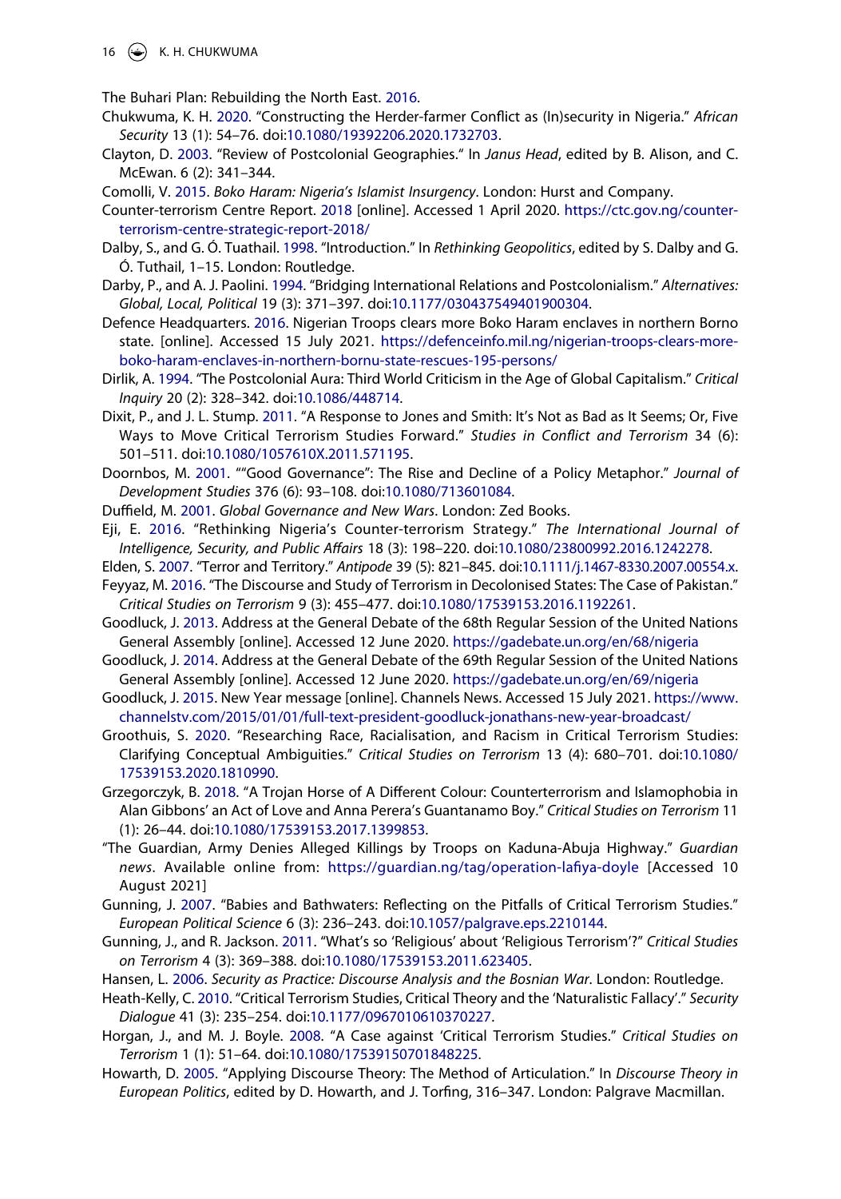The Buhari Plan: Rebuilding the North East. 2016.

Chukwuma, K. H. 2020. "Constructing the Herder-farmer Conflict as (In)security in Nigeria." *African Security* 13 (1): 54–76. doi:10.1080/19392206.2020.1732703.

Clayton, D. 2003. "Review of Postcolonial Geographies." In *Janus Head*, edited by B. Alison, and C. McEwan. 6 (2): 341–344.

Comolli, V. 2015. *Boko Haram: Nigeria's Islamist Insurgency*. London: Hurst and Company.

Counter-terrorism Centre Report. 2018 [online]. Accessed 1 April 2020. https://ctc.gov.ng/counter-terrorism-centre-strategic-report-2018/

Dalby, S., and G. Ó. Tuathail. 1998. "Introduction." In *Rethinking Geopolitics*, edited by S. Dalby and G. Ó. Tuthail, 1–15. London: Routledge.

Darby, P., and A. J. Paolini. 1994. "Bridging International Relations and Postcolonialism." *Alternatives: Global, Local, Political* 19 (3): 371–397. doi:10.1177/030437549401900304.

Defence Headquarters. 2016. Nigerian Troops clears more Boko Haram enclaves in northern Borno state. [online]. Accessed 15 July 2021. https://defenceinfo.mil.ng/nigerian-troops-clears-more-boko-haram-enclaves-in-northern-bornu-state-rescues-195-persons/

Dirlik, A. 1994. "The Postcolonial Aura: Third World Criticism in the Age of Global Capitalism." *Critical Inquiry* 20 (2): 328–342. doi:10.1086/448714.

Dixit, P., and J. L. Stump. 2011. "A Response to Jones and Smith: It's Not as Bad as It Seems; Or, Five Ways to Move Critical Terrorism Studies Forward." *Studies in Conflict and Terrorism* 34 (6): 501–511. doi:10.1080/1057610X.2011.571195.

Doornbos, M. 2001. ""Good Governance": The Rise and Decline of a Policy Metaphor." *Journal of Development Studies* 376 (6): 93–108. doi:10.1080/713601084.

Duffield, M. 2001. *Global Governance and New Wars*. London: Zed Books.

Eji, E. 2016. "Rethinking Nigeria's Counter-terrorism Strategy." *The International Journal of Intelligence, Security, and Public Affairs* 18 (3): 198–220. doi:10.1080/23800992.2016.1242278.

Elden, S. 2007. "Terror and Territory." *Antipode* 39 (5): 821–845. doi:10.1111/j.1467-8330.2007.00554.x.

Feyyaz, M. 2016. "The Discourse and Study of Terrorism in Decolonised States: The Case of Pakistan." *Critical Studies on Terrorism* 9 (3): 455–477. doi:10.1080/17539153.2016.1192261.

Goodluck, J. 2013. Address at the General Debate of the 68th Regular Session of the United Nations General Assembly [online]. Accessed 12 June 2020. https://gadebate.un.org/en/68/nigeria

Goodluck, J. 2014. Address at the General Debate of the 69th Regular Session of the United Nations General Assembly [online]. Accessed 12 June 2020. https://gadebate.un.org/en/69/nigeria

Goodluck, J. 2015. New Year message [online]. Channels News. Accessed 15 July 2021. https://www.channelstv.com/2015/01/01/full-text-president-goodluck-jonathans-new-year-broadcast/

Groothuis, S. 2020. "Researching Race, Racialisation, and Racism in Critical Terrorism Studies: Clarifying Conceptual Ambiguities." *Critical Studies on Terrorism* 13 (4): 680–701. doi:10.1080/17539153.2020.1810990.

Grzegorczyk, B. 2018. "A Trojan Horse of A Different Colour: Counterterrorism and Islamophobia in Alan Gibbons' an Act of Love and Anna Perera's Guantanamo Boy." *Critical Studies on Terrorism* 11 (1): 26–44. doi:10.1080/17539153.2017.1399853.

"The Guardian, Army Denies Alleged Killings by Troops on Kaduna-Abuja Highway." *Guardian news*. Available online from: https://guardian.ng/tag/operation-lafiya-doyle [Accessed 10 August 2021]

Gunning, J. 2007. "Babies and Bathwaters: Reflecting on the Pitfalls of Critical Terrorism Studies." *European Political Science* 6 (3): 236–243. doi:10.1057/palgrave.eps.2210144.

Gunning, J., and R. Jackson. 2011. "What's so 'Religious' about 'Religious Terrorism'?" *Critical Studies on Terrorism* 4 (3): 369–388. doi:10.1080/17539153.2011.623405.

Hansen, L. 2006. *Security as Practice: Discourse Analysis and the Bosnian War*. London: Routledge.

Heath-Kelly, C. 2010. "Critical Terrorism Studies, Critical Theory and the 'Naturalistic Fallacy'." *Security Dialogue* 41 (3): 235–254. doi:10.1177/0967010610370227.

Horgan, J., and M. J. Boyle. 2008. "A Case against 'Critical Terrorism Studies." *Critical Studies on Terrorism* 1 (1): 51–64. doi:10.1080/17539150701848225.

Howarth, D. 2005. "Applying Discourse Theory: The Method of Articulation." In *Discourse Theory in European Politics*, edited by D. Howarth, and J. Torfing, 316–347. London: Palgrave Macmillan.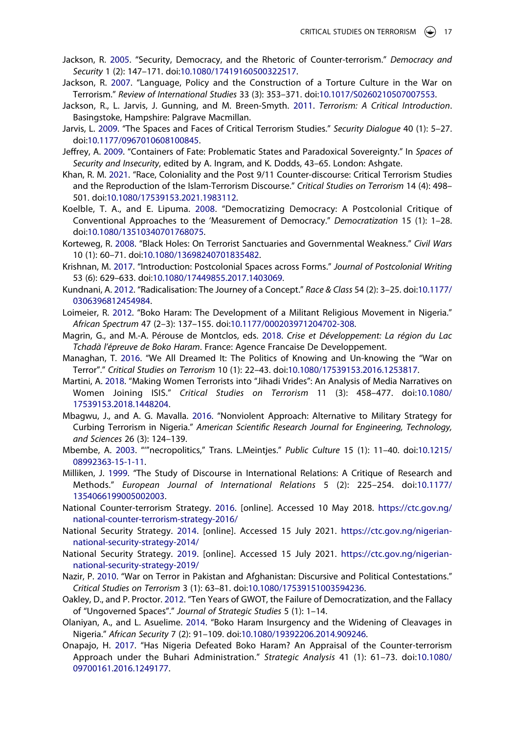Jackson, R. 2005. "Security, Democracy, and the Rhetoric of Counter-terrorism." *Democracy and Security* 1 (2): 147–171. doi:10.1080/17419160500322517.

Jackson, R. 2007. "Language, Policy and the Construction of a Torture Culture in the War on Terrorism." *Review of International Studies* 33 (3): 353–371. doi:10.1017/S0260210507007553.

Jackson, R., L. Jarvis, J. Gunning, and M. Breen-Smyth. 2011. *Terrorism: A Critical Introduction*. Basingstoke, Hampshire: Palgrave Macmillan.

Jarvis, L. 2009. "The Spaces and Faces of Critical Terrorism Studies." *Security Dialogue* 40 (1): 5–27. doi:10.1177/0967010608100845.

Jeffrey, A. 2009. "Containers of Fate: Problematic States and Paradoxical Sovereignty." In *Spaces of Security and Insecurity*, edited by A. Ingram, and K. Dodds, 43–65. London: Ashgate.

Khan, R. M. 2021. "Race, Coloniality and the Post 9/11 Counter-discourse: Critical Terrorism Studies and the Reproduction of the Islam-Terrorism Discourse." *Critical Studies on Terrorism* 14 (4): 498–501. doi:10.1080/17539153.2021.1983112.

Koelble, T. A., and E. Lipuma. 2008. "Democratizing Democracy: A Postcolonial Critique of Conventional Approaches to the 'Measurement of Democracy." *Democratization* 15 (1): 1–28. doi:10.1080/13510340701768075.

Korteweg, R. 2008. "Black Holes: On Terrorist Sanctuaries and Governmental Weakness." *Civil Wars* 10 (1): 60–71. doi:10.1080/13698240701835482.

Krishnan, M. 2017. "Introduction: Postcolonial Spaces across Forms." *Journal of Postcolonial Writing* 53 (6): 629–633. doi:10.1080/17449855.2017.1403069.

Kundnani, A. 2012. "Radicalisation: The Journey of a Concept." *Race & Class* 54 (2): 3–25. doi:10.1177/0306396812454984.

Loimeier, R. 2012. "Boko Haram: The Development of a Militant Religious Movement in Nigeria." *African Spectrum* 47 (2–3): 137–155. doi:10.1177/000203971204702-308.

Magrin, G., and M.-A. Pérouse de Montclos, eds. 2018. *Crise et Développement: La région du Lac Tchadà l'épreuve de Boko Haram*. France: Agence Francaise De Developpement.

Managhan, T. 2016. "We All Dreamed It: The Politics of Knowing and Un-knowing the "War on Terror"." *Critical Studies on Terrorism* 10 (1): 22–43. doi:10.1080/17539153.2016.1253817.

Martini, A. 2018. "Making Women Terrorists into "Jihadi Vrides": An Analysis of Media Narratives on Women Joining ISIS." *Critical Studies on Terrorism* 11 (3): 458–477. doi:10.1080/17539153.2018.1448204.

Mbagwu, J., and A. G. Mavalla. 2016. "Nonviolent Approach: Alternative to Military Strategy for Curbing Terrorism in Nigeria." *American Scientific Research Journal for Engineering, Technology, and Sciences* 26 (3): 124–139.

Mbembe, A. 2003. """necropolitics," Trans. L.Meintjes." *Public Culture* 15 (1): 11–40. doi:10.1215/08992363-15-1-11.

Milliken, J. 1999. "The Study of Discourse in International Relations: A Critique of Research and Methods." *European Journal of International Relations* 5 (2): 225–254. doi:10.1177/1354066199005002003.

National Counter-terrorism Strategy. 2016. [online]. Accessed 10 May 2018. https://ctc.gov.ng/national-counter-terrorism-strategy-2016/

National Security Strategy. 2014. [online]. Accessed 15 July 2021. https://ctc.gov.ng/nigerian-national-security-strategy-2014/

National Security Strategy. 2019. [online]. Accessed 15 July 2021. https://ctc.gov.ng/nigerian-national-security-strategy-2019/

Nazir, P. 2010. "War on Terror in Pakistan and Afghanistan: Discursive and Political Contestations." *Critical Studies on Terrorism* 3 (1): 63–81. doi:10.1080/17539151003594236.

Oakley, D., and P. Proctor. 2012. "Ten Years of GWOT, the Failure of Democratization, and the Fallacy of "Ungoverned Spaces"." *Journal of Strategic Studies* 5 (1): 1–14.

Olaniyan, A., and L. Asuelime. 2014. "Boko Haram Insurgency and the Widening of Cleavages in Nigeria." *African Security* 7 (2): 91–109. doi:10.1080/19392206.2014.909246.

Onapajo, H. 2017. "Has Nigeria Defeated Boko Haram? An Appraisal of the Counter-terrorism Approach under the Buhari Administration." *Strategic Analysis* 41 (1): 61–73. doi:10.1080/09700161.2016.1249177.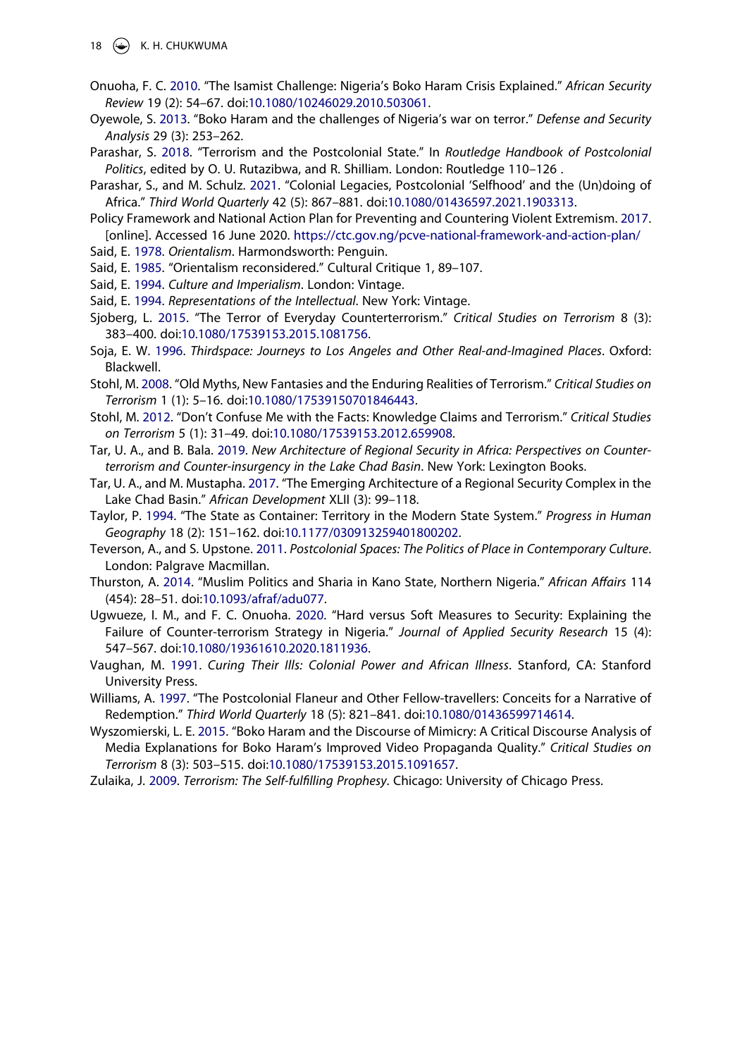Onuoha, F. C. 2010. "The Isamist Challenge: Nigeria's Boko Haram Crisis Explained." *African Security Review* 19 (2): 54–67. doi:10.1080/10246029.2010.503061.

Oyewole, S. 2013. "Boko Haram and the challenges of Nigeria's war on terror." *Defense and Security Analysis* 29 (3): 253–262.

Parashar, S. 2018. "Terrorism and the Postcolonial State." In *Routledge Handbook of Postcolonial Politics*, edited by O. U. Rutazibwa, and R. Shilliam. London: Routledge 110–126 .

Parashar, S., and M. Schulz. 2021. "Colonial Legacies, Postcolonial 'Selfhood' and the (Un)doing of Africa." *Third World Quarterly* 42 (5): 867–881. doi:10.1080/01436597.2021.1903313.

Policy Framework and National Action Plan for Preventing and Countering Violent Extremism. 2017. [online]. Accessed 16 June 2020. https://ctc.gov.ng/pcve-national-framework-and-action-plan/

Said, E. 1978. *Orientalism*. Harmondsworth: Penguin.

Said, E. 1985. "Orientalism reconsidered." Cultural Critique 1, 89–107.

Said, E. 1994. *Culture and Imperialism*. London: Vintage.

Said, E. 1994. *Representations of the Intellectual*. New York: Vintage.

Sjoberg, L. 2015. "The Terror of Everyday Counterterrorism." *Critical Studies on Terrorism* 8 (3): 383–400. doi:10.1080/17539153.2015.1081756.

Soja, E. W. 1996. *Thirdspace: Journeys to Los Angeles and Other Real-and-Imagined Places*. Oxford: Blackwell.

Stohl, M. 2008. "Old Myths, New Fantasies and the Enduring Realities of Terrorism." *Critical Studies on Terrorism* 1 (1): 5–16. doi:10.1080/17539150701846443.

Stohl, M. 2012. "Don't Confuse Me with the Facts: Knowledge Claims and Terrorism." *Critical Studies on Terrorism* 5 (1): 31–49. doi:10.1080/17539153.2012.659908.

Tar, U. A., and B. Bala. 2019. *New Architecture of Regional Security in Africa: Perspectives on Counter-terrorism and Counter-insurgency in the Lake Chad Basin*. New York: Lexington Books.

Tar, U. A., and M. Mustapha. 2017. "The Emerging Architecture of a Regional Security Complex in the Lake Chad Basin." *African Development* XLII (3): 99–118.

Taylor, P. 1994. "The State as Container: Territory in the Modern State System." *Progress in Human Geography* 18 (2): 151–162. doi:10.1177/030913259401800202.

Teverson, A., and S. Upstone. 2011. *Postcolonial Spaces: The Politics of Place in Contemporary Culture*. London: Palgrave Macmillan.

Thurston, A. 2014. "Muslim Politics and Sharia in Kano State, Northern Nigeria." *African Affairs* 114 (454): 28–51. doi:10.1093/afraf/adu077.

Ugwueze, I. M., and F. C. Onuoha. 2020. "Hard versus Soft Measures to Security: Explaining the Failure of Counter-terrorism Strategy in Nigeria." *Journal of Applied Security Research* 15 (4): 547–567. doi:10.1080/19361610.2020.1811936.

Vaughan, M. 1991. *Curing Their Ills: Colonial Power and African Illness*. Stanford, CA: Stanford University Press.

Williams, A. 1997. "The Postcolonial Flaneur and Other Fellow-travellers: Conceits for a Narrative of Redemption." *Third World Quarterly* 18 (5): 821–841. doi:10.1080/01436599714614.

Wyszomierski, L. E. 2015. "Boko Haram and the Discourse of Mimicry: A Critical Discourse Analysis of Media Explanations for Boko Haram's Improved Video Propaganda Quality." *Critical Studies on Terrorism* 8 (3): 503–515. doi:10.1080/17539153.2015.1091657.

Zulaika, J. 2009. *Terrorism: The Self-fulfilling Prophesy*. Chicago: University of Chicago Press.